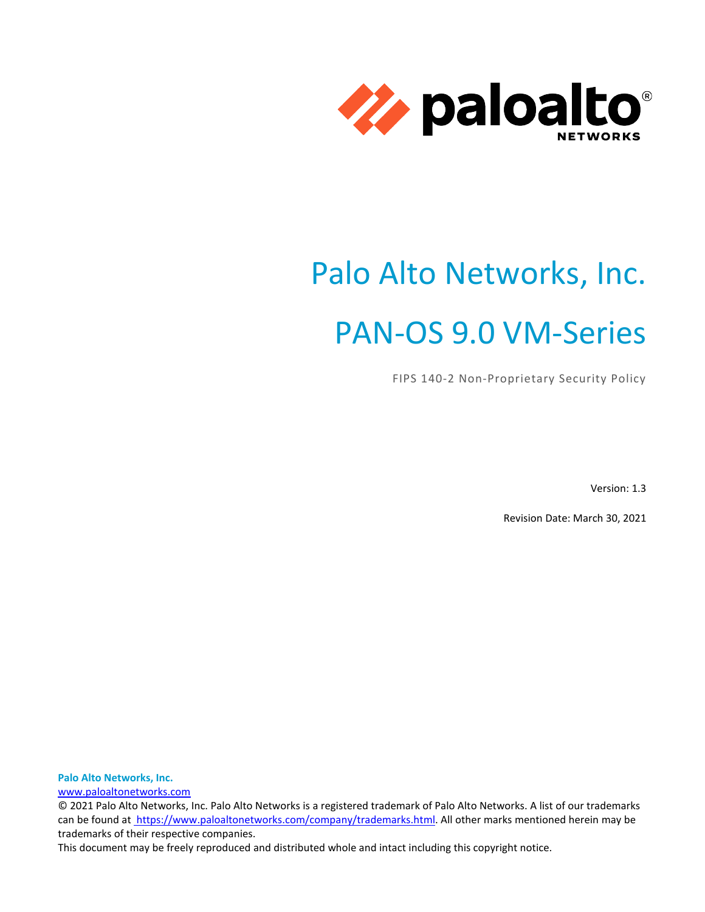# Palo Alto Networks, Inc.

# PAN-OS 9.0 VM-Series

FIPS 140-2 Non-Proprietary Security Policy

Version: 1.3

Revision Date: March 30, 2021

**Palo Alto Networks, Inc.**
www.paloaltonetworks.com
© 2021 Palo Alto Networks, Inc. Palo Alto Networks is a registered trademark of Palo Alto Networks. A list of our trademarks can be found at https://www.paloaltonetworks.com/company/trademarks.html. All other marks mentioned herein may be trademarks of their respective companies.
This document may be freely reproduced and distributed whole and intact including this copyright notice.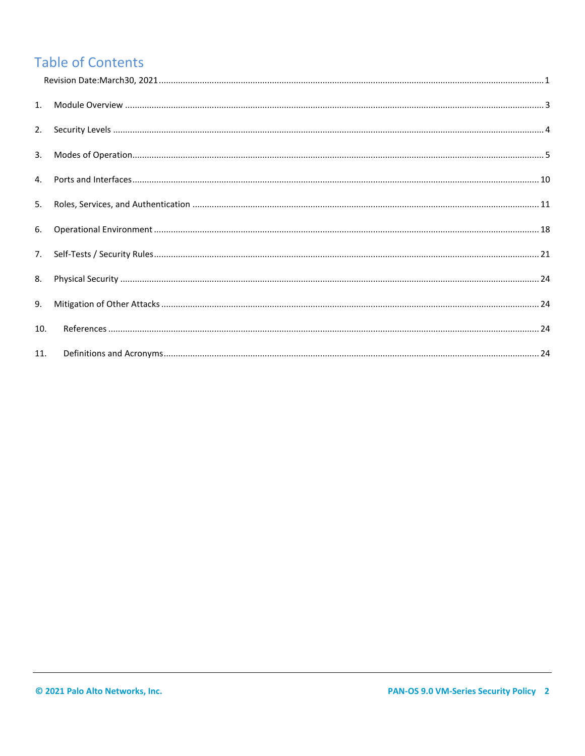# Table of Contents

Revision Date:March30, 2021 .......... 1

1. Module Overview .......... 3
2. Security Levels .......... 4
3. Modes of Operation .......... 5
4. Ports and Interfaces .......... 10
5. Roles, Services, and Authentication .......... 11
6. Operational Environment .......... 18
7. Self-Tests / Security Rules .......... 21
8. Physical Security .......... 24
9. Mitigation of Other Attacks .......... 24
10. References .......... 24
11. Definitions and Acronyms .......... 24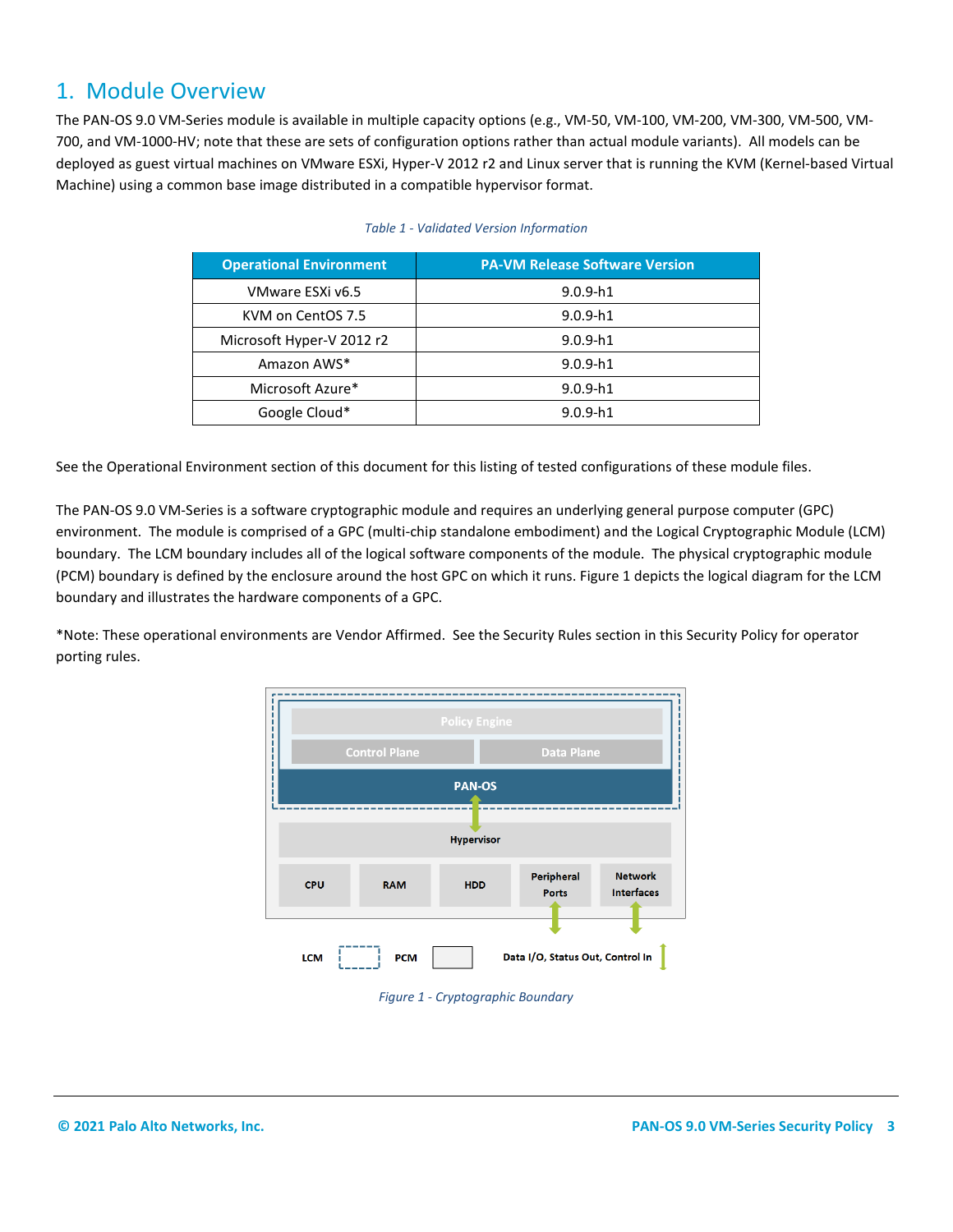# 1. Module Overview

The PAN-OS 9.0 VM-Series module is available in multiple capacity options (e.g., VM-50, VM-100, VM-200, VM-300, VM-500, VM-700, and VM-1000-HV; note that these are sets of configuration options rather than actual module variants). All models can be deployed as guest virtual machines on VMware ESXi, Hyper-V 2012 r2 and Linux server that is running the KVM (Kernel-based Virtual Machine) using a common base image distributed in a compatible hypervisor format.

*Table 1 - Validated Version Information*

| Operational Environment | PA-VM Release Software Version |
|---|---|
| VMware ESXi v6.5 | 9.0.9-h1 |
| KVM on CentOS 7.5 | 9.0.9-h1 |
| Microsoft Hyper-V 2012 r2 | 9.0.9-h1 |
| Amazon AWS* | 9.0.9-h1 |
| Microsoft Azure* | 9.0.9-h1 |
| Google Cloud* | 9.0.9-h1 |

See the Operational Environment section of this document for this listing of tested configurations of these module files.

The PAN-OS 9.0 VM-Series is a software cryptographic module and requires an underlying general purpose computer (GPC) environment. The module is comprised of a GPC (multi-chip standalone embodiment) and the Logical Cryptographic Module (LCM) boundary. The LCM boundary includes all of the logical software components of the module. The physical cryptographic module (PCM) boundary is defined by the enclosure around the host GPC on which it runs. Figure 1 depicts the logical diagram for the LCM boundary and illustrates the hardware components of a GPC.

*Note: These operational environments are Vendor Affirmed. See the Security Rules section in this Security Policy for operator porting rules.

Policy Engine

Control Plane | Data Plane

PAN-OS

Hypervisor

CPU | RAM | HDD | Peripheral Ports | Network Interfaces

LCM | PCM | Data I/O, Status Out, Control In

*Figure 1 - Cryptographic Boundary*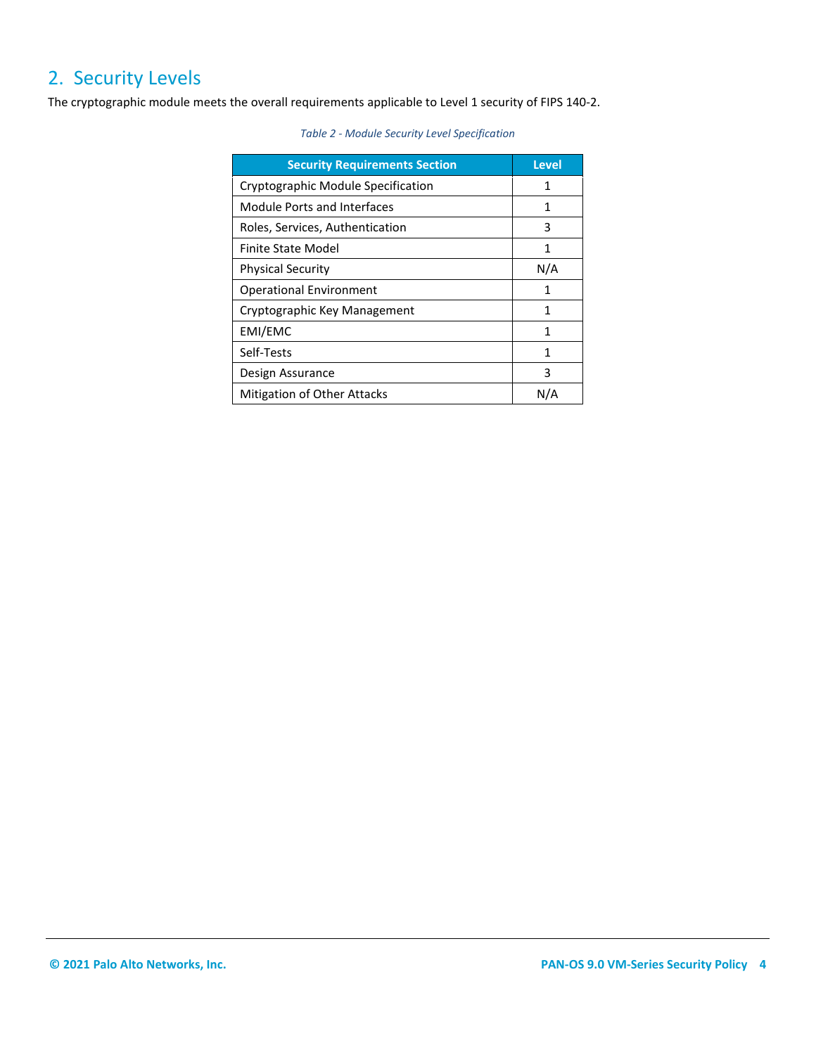## 2. Security Levels

The cryptographic module meets the overall requirements applicable to Level 1 security of FIPS 140-2.

*Table 2 - Module Security Level Specification*

| Security Requirements Section | Level |
|---|---|
| Cryptographic Module Specification | 1 |
| Module Ports and Interfaces | 1 |
| Roles, Services, Authentication | 3 |
| Finite State Model | 1 |
| Physical Security | N/A |
| Operational Environment | 1 |
| Cryptographic Key Management | 1 |
| EMI/EMC | 1 |
| Self-Tests | 1 |
| Design Assurance | 3 |
| Mitigation of Other Attacks | N/A |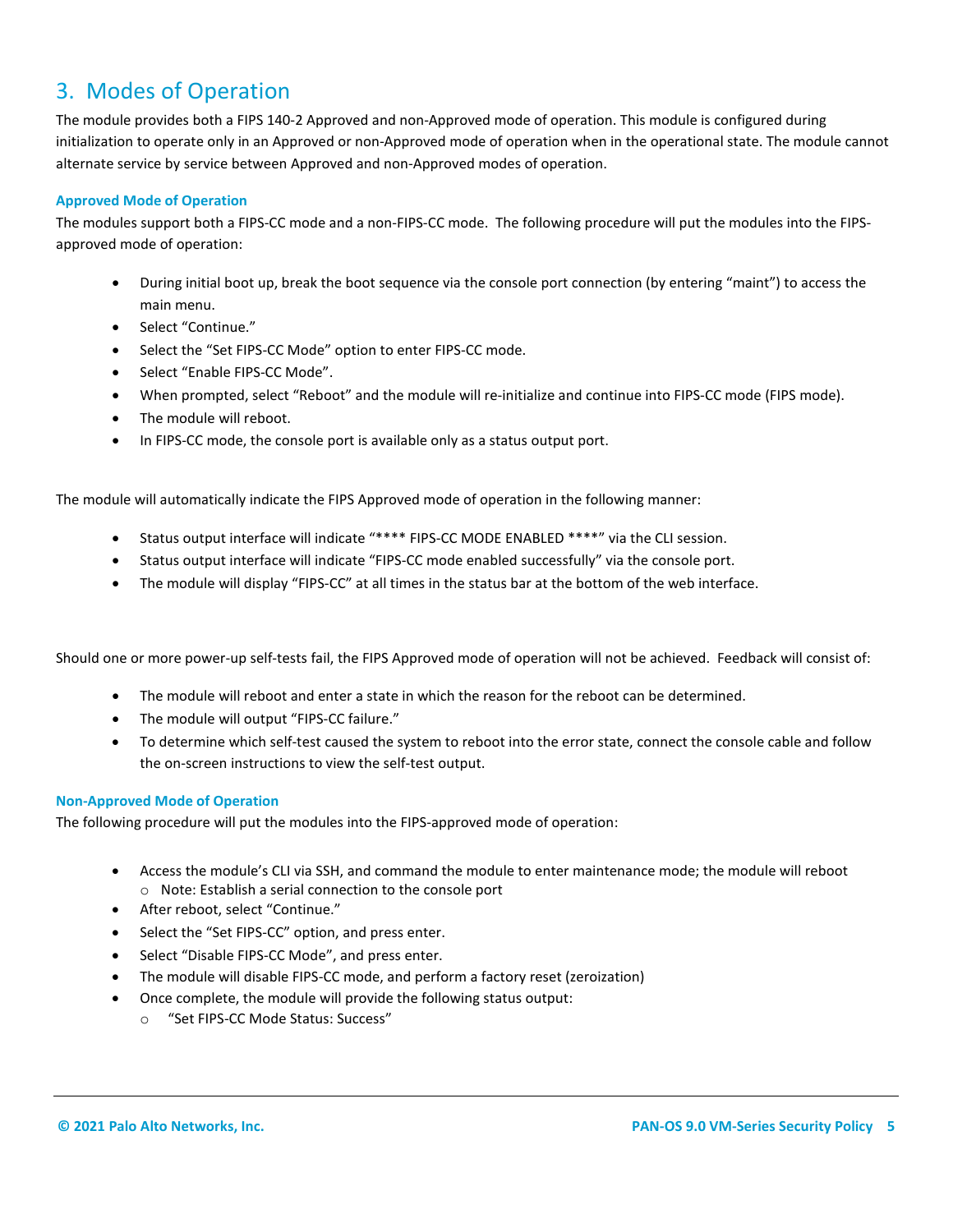## 3. Modes of Operation

The module provides both a FIPS 140-2 Approved and non-Approved mode of operation. This module is configured during initialization to operate only in an Approved or non-Approved mode of operation when in the operational state. The module cannot alternate service by service between Approved and non-Approved modes of operation.

### Approved Mode of Operation

The modules support both a FIPS-CC mode and a non-FIPS-CC mode. The following procedure will put the modules into the FIPS-approved mode of operation:

- During initial boot up, break the boot sequence via the console port connection (by entering "maint") to access the main menu.
- Select "Continue."
- Select the "Set FIPS-CC Mode" option to enter FIPS-CC mode.
- Select "Enable FIPS-CC Mode".
- When prompted, select "Reboot" and the module will re-initialize and continue into FIPS-CC mode (FIPS mode).
- The module will reboot.
- In FIPS-CC mode, the console port is available only as a status output port.

The module will automatically indicate the FIPS Approved mode of operation in the following manner:

- Status output interface will indicate "**** FIPS-CC MODE ENABLED ****" via the CLI session.
- Status output interface will indicate "FIPS-CC mode enabled successfully" via the console port.
- The module will display "FIPS-CC" at all times in the status bar at the bottom of the web interface.

Should one or more power-up self-tests fail, the FIPS Approved mode of operation will not be achieved. Feedback will consist of:

- The module will reboot and enter a state in which the reason for the reboot can be determined.
- The module will output "FIPS-CC failure."
- To determine which self-test caused the system to reboot into the error state, connect the console cable and follow the on-screen instructions to view the self-test output.

### Non-Approved Mode of Operation

The following procedure will put the modules into the FIPS-approved mode of operation:

- Access the module's CLI via SSH, and command the module to enter maintenance mode; the module will reboot
  - Note: Establish a serial connection to the console port
- After reboot, select "Continue."
- Select the "Set FIPS-CC" option, and press enter.
- Select "Disable FIPS-CC Mode", and press enter.
- The module will disable FIPS-CC mode, and perform a factory reset (zeroization)
- Once complete, the module will provide the following status output:
  - "Set FIPS-CC Mode Status: Success"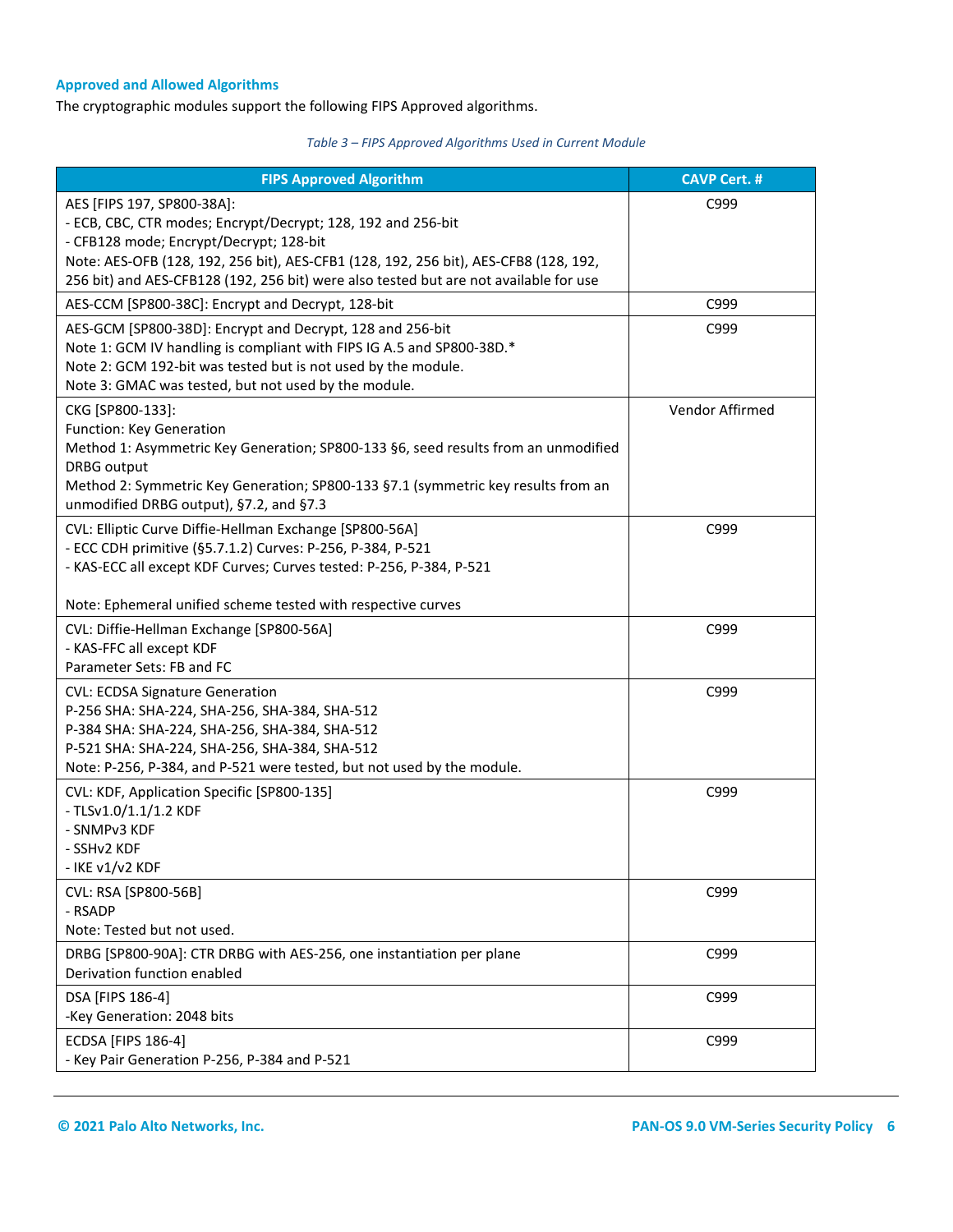### Approved and Allowed Algorithms

The cryptographic modules support the following FIPS Approved algorithms.

*Table 3 – FIPS Approved Algorithms Used in Current Module*

| FIPS Approved Algorithm | CAVP Cert. # |
|---|---|
| AES [FIPS 197, SP800-38A]:<br>- ECB, CBC, CTR modes; Encrypt/Decrypt; 128, 192 and 256-bit<br>- CFB128 mode; Encrypt/Decrypt; 128-bit<br>Note: AES-OFB (128, 192, 256 bit), AES-CFB1 (128, 192, 256 bit), AES-CFB8 (128, 192, 256 bit) and AES-CFB128 (192, 256 bit) were also tested but are not available for use | C999 |
| AES-CCM [SP800-38C]: Encrypt and Decrypt, 128-bit | C999 |
| AES-GCM [SP800-38D]: Encrypt and Decrypt, 128 and 256-bit<br>Note 1: GCM IV handling is compliant with FIPS IG A.5 and SP800-38D.*<br>Note 2: GCM 192-bit was tested but is not used by the module.<br>Note 3: GMAC was tested, but not used by the module. | C999 |
| CKG [SP800-133]:<br>Function: Key Generation<br>Method 1: Asymmetric Key Generation; SP800-133 §6, seed results from an unmodified DRBG output<br>Method 2: Symmetric Key Generation; SP800-133 §7.1 (symmetric key results from an unmodified DRBG output), §7.2, and §7.3 | Vendor Affirmed |
| CVL: Elliptic Curve Diffie-Hellman Exchange [SP800-56A]<br>- ECC CDH primitive (§5.7.1.2) Curves: P-256, P-384, P-521<br>- KAS-ECC all except KDF Curves; Curves tested: P-256, P-384, P-521<br><br>Note: Ephemeral unified scheme tested with respective curves | C999 |
| CVL: Diffie-Hellman Exchange [SP800-56A]<br>- KAS-FFC all except KDF<br>Parameter Sets: FB and FC | C999 |
| CVL: ECDSA Signature Generation<br>P-256 SHA: SHA-224, SHA-256, SHA-384, SHA-512<br>P-384 SHA: SHA-224, SHA-256, SHA-384, SHA-512<br>P-521 SHA: SHA-224, SHA-256, SHA-384, SHA-512<br>Note: P-256, P-384, and P-521 were tested, but not used by the module. | C999 |
| CVL: KDF, Application Specific [SP800-135]<br>- TLSv1.0/1.1/1.2 KDF<br>- SNMPv3 KDF<br>- SSHv2 KDF<br>- IKE v1/v2 KDF | C999 |
| CVL: RSA [SP800-56B]<br>- RSADP<br>Note: Tested but not used. | C999 |
| DRBG [SP800-90A]: CTR DRBG with AES-256, one instantiation per plane<br>Derivation function enabled | C999 |
| DSA [FIPS 186-4]<br>-Key Generation: 2048 bits | C999 |
| ECDSA [FIPS 186-4]<br>- Key Pair Generation P-256, P-384 and P-521 | C999 |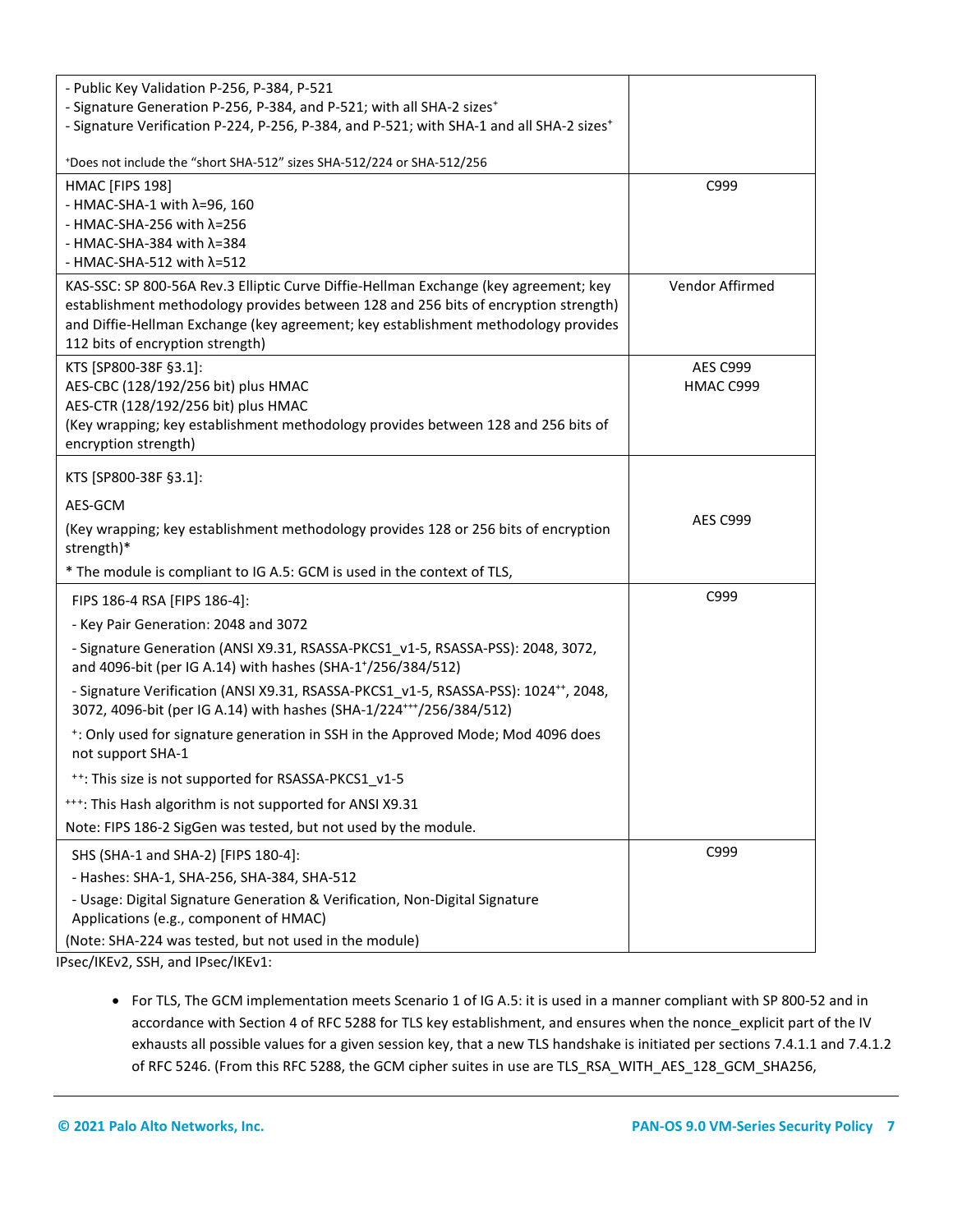| | |
|---|---|
| - Public Key Validation P-256, P-384, P-521<br>- Signature Generation P-256, P-384, and P-521; with all SHA-2 sizes+<br>- Signature Verification P-224, P-256, P-384, and P-521; with SHA-1 and all SHA-2 sizes+<br><br>+Does not include the "short SHA-512" sizes SHA-512/224 or SHA-512/256 | |
| HMAC [FIPS 198]<br>- HMAC-SHA-1 with λ=96, 160<br>- HMAC-SHA-256 with λ=256<br>- HMAC-SHA-384 with λ=384<br>- HMAC-SHA-512 with λ=512 | C999 |
| KAS-SSC: SP 800-56A Rev.3 Elliptic Curve Diffie-Hellman Exchange (key agreement; key establishment methodology provides between 128 and 256 bits of encryption strength) and Diffie-Hellman Exchange (key agreement; key establishment methodology provides 112 bits of encryption strength) | Vendor Affirmed |
| KTS [SP800-38F §3.1]:<br>AES-CBC (128/192/256 bit) plus HMAC<br>AES-CTR (128/192/256 bit) plus HMAC<br>(Key wrapping; key establishment methodology provides between 128 and 256 bits of encryption strength) | AES C999<br>HMAC C999 |
| KTS [SP800-38F §3.1]:<br>AES-GCM<br>(Key wrapping; key establishment methodology provides 128 or 256 bits of encryption strength)*<br>* The module is compliant to IG A.5: GCM is used in the context of TLS, | AES C999 |
| FIPS 186-4 RSA [FIPS 186-4]:<br>- Key Pair Generation: 2048 and 3072<br>- Signature Generation (ANSI X9.31, RSASSA-PKCS1_v1-5, RSASSA-PSS): 2048, 3072, and 4096-bit (per IG A.14) with hashes (SHA-1+/256/384/512)<br>- Signature Verification (ANSI X9.31, RSASSA-PKCS1_v1-5, RSASSA-PSS): 1024++, 2048, 3072, 4096-bit (per IG A.14) with hashes (SHA-1/224+++/256/384/512)<br>+: Only used for signature generation in SSH in the Approved Mode; Mod 4096 does not support SHA-1<br>++: This size is not supported for RSASSA-PKCS1_v1-5<br>+++: This Hash algorithm is not supported for ANSI X9.31<br>Note: FIPS 186-2 SigGen was tested, but not used by the module. | C999 |
| SHS (SHA-1 and SHA-2) [FIPS 180-4]:<br>- Hashes: SHA-1, SHA-256, SHA-384, SHA-512<br>- Usage: Digital Signature Generation & Verification, Non-Digital Signature Applications (e.g., component of HMAC)<br>(Note: SHA-224 was tested, but not used in the module) | C999 |

IPsec/IKEv2, SSH, and IPsec/IKEv1:

- For TLS, The GCM implementation meets Scenario 1 of IG A.5: it is used in a manner compliant with SP 800-52 and in accordance with Section 4 of RFC 5288 for TLS key establishment, and ensures when the nonce_explicit part of the IV exhausts all possible values for a given session key, that a new TLS handshake is initiated per sections 7.4.1.1 and 7.4.1.2 of RFC 5246. (From this RFC 5288, the GCM cipher suites in use are TLS_RSA_WITH_AES_128_GCM_SHA256,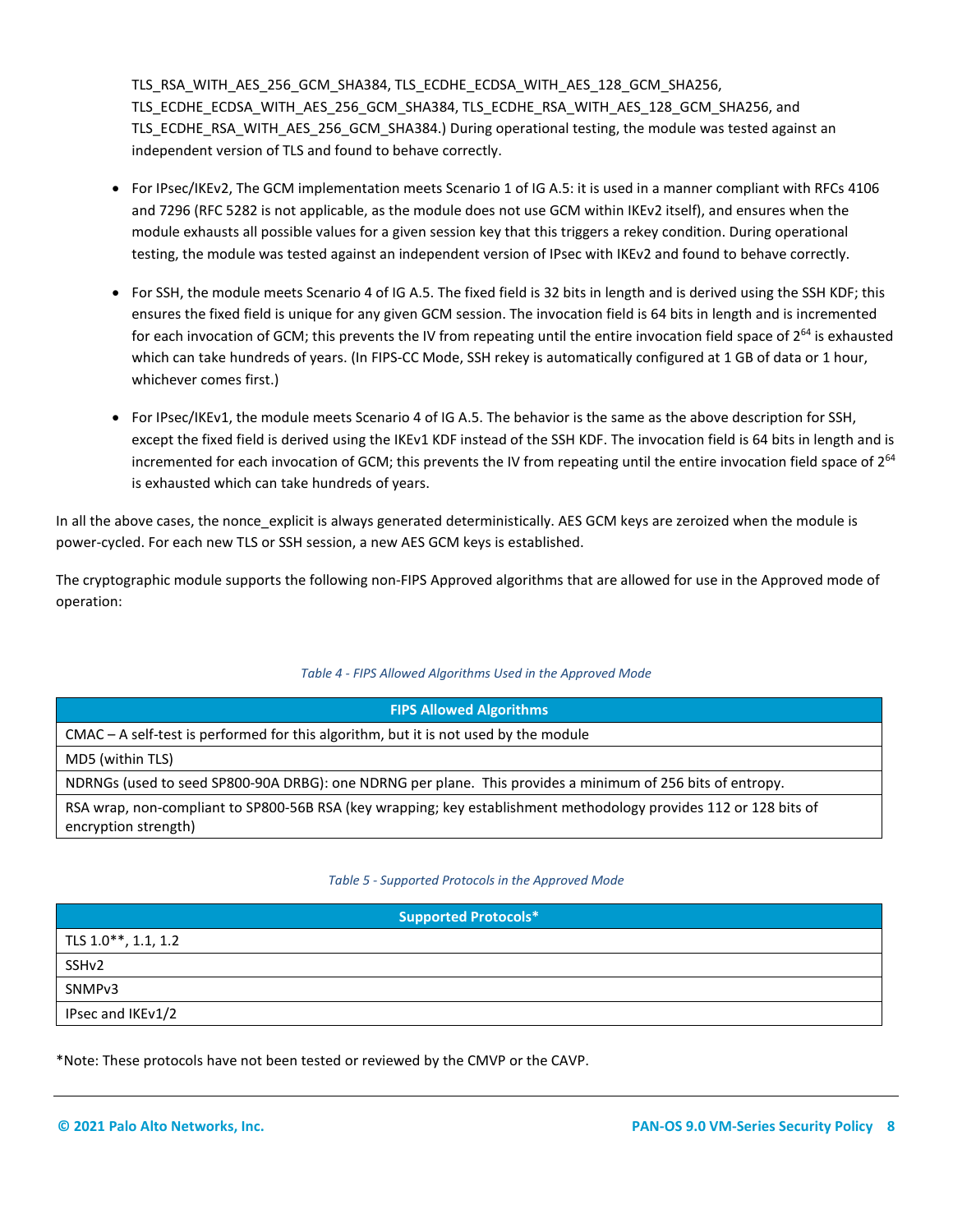TLS_RSA_WITH_AES_256_GCM_SHA384, TLS_ECDHE_ECDSA_WITH_AES_128_GCM_SHA256, TLS_ECDHE_ECDSA_WITH_AES_256_GCM_SHA384, TLS_ECDHE_RSA_WITH_AES_128_GCM_SHA256, and TLS_ECDHE_RSA_WITH_AES_256_GCM_SHA384.) During operational testing, the module was tested against an independent version of TLS and found to behave correctly.

- For IPsec/IKEv2, The GCM implementation meets Scenario 1 of IG A.5: it is used in a manner compliant with RFCs 4106 and 7296 (RFC 5282 is not applicable, as the module does not use GCM within IKEv2 itself), and ensures when the module exhausts all possible values for a given session key that this triggers a rekey condition. During operational testing, the module was tested against an independent version of IPsec with IKEv2 and found to behave correctly.

- For SSH, the module meets Scenario 4 of IG A.5. The fixed field is 32 bits in length and is derived using the SSH KDF; this ensures the fixed field is unique for any given GCM session. The invocation field is 64 bits in length and is incremented for each invocation of GCM; this prevents the IV from repeating until the entire invocation field space of $2^{64}$ is exhausted which can take hundreds of years. (In FIPS-CC Mode, SSH rekey is automatically configured at 1 GB of data or 1 hour, whichever comes first.)

- For IPsec/IKEv1, the module meets Scenario 4 of IG A.5. The behavior is the same as the above description for SSH, except the fixed field is derived using the IKEv1 KDF instead of the SSH KDF. The invocation field is 64 bits in length and is incremented for each invocation of GCM; this prevents the IV from repeating until the entire invocation field space of $2^{64}$ is exhausted which can take hundreds of years.

In all the above cases, the nonce_explicit is always generated deterministically. AES GCM keys are zeroized when the module is power-cycled. For each new TLS or SSH session, a new AES GCM keys is established.

The cryptographic module supports the following non-FIPS Approved algorithms that are allowed for use in the Approved mode of operation:

*Table 4 - FIPS Allowed Algorithms Used in the Approved Mode*

| FIPS Allowed Algorithms |
|---|
| CMAC – A self-test is performed for this algorithm, but it is not used by the module |
| MD5 (within TLS) |
| NDRNGs (used to seed SP800-90A DRBG): one NDRNG per plane. This provides a minimum of 256 bits of entropy. |
| RSA wrap, non-compliant to SP800-56B RSA (key wrapping; key establishment methodology provides 112 or 128 bits of encryption strength) |

*Table 5 - Supported Protocols in the Approved Mode*

| Supported Protocols* |
|---|
| TLS 1.0**, 1.1, 1.2 |
| SSHv2 |
| SNMPv3 |
| IPsec and IKEv1/2 |

*Note: These protocols have not been tested or reviewed by the CMVP or the CAVP.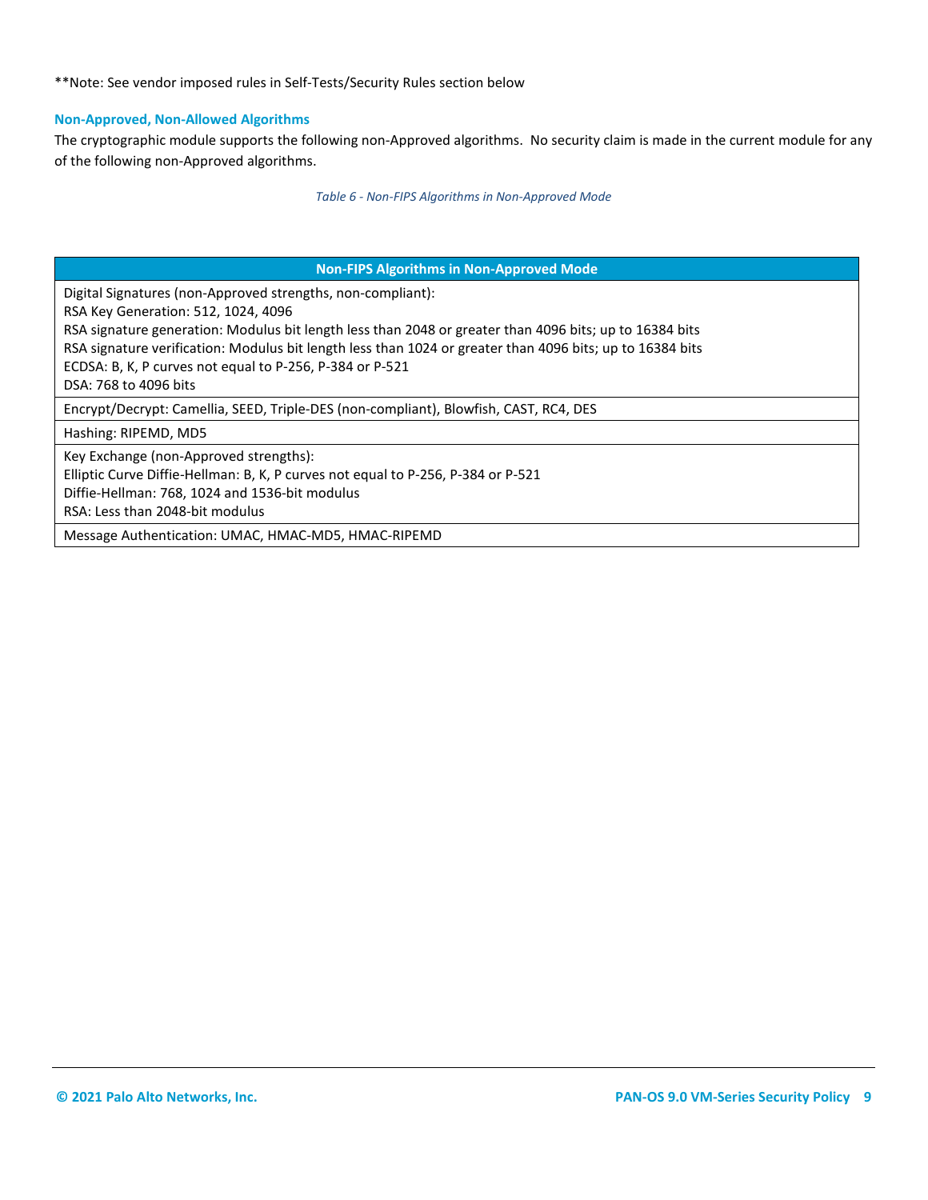**Note: See vendor imposed rules in Self-Tests/Security Rules section below

### Non-Approved, Non-Allowed Algorithms

The cryptographic module supports the following non-Approved algorithms. No security claim is made in the current module for any of the following non-Approved algorithms.

*Table 6 - Non-FIPS Algorithms in Non-Approved Mode*

| Non-FIPS Algorithms in Non-Approved Mode |
|---|
| Digital Signatures (non-Approved strengths, non-compliant):<br>RSA Key Generation: 512, 1024, 4096<br>RSA signature generation: Modulus bit length less than 2048 or greater than 4096 bits; up to 16384 bits<br>RSA signature verification: Modulus bit length less than 1024 or greater than 4096 bits; up to 16384 bits<br>ECDSA: B, K, P curves not equal to P-256, P-384 or P-521<br>DSA: 768 to 4096 bits |
| Encrypt/Decrypt: Camellia, SEED, Triple-DES (non-compliant), Blowfish, CAST, RC4, DES |
| Hashing: RIPEMD, MD5 |
| Key Exchange (non-Approved strengths):<br>Elliptic Curve Diffie-Hellman: B, K, P curves not equal to P-256, P-384 or P-521<br>Diffie-Hellman: 768, 1024 and 1536-bit modulus<br>RSA: Less than 2048-bit modulus |
| Message Authentication: UMAC, HMAC-MD5, HMAC-RIPEMD |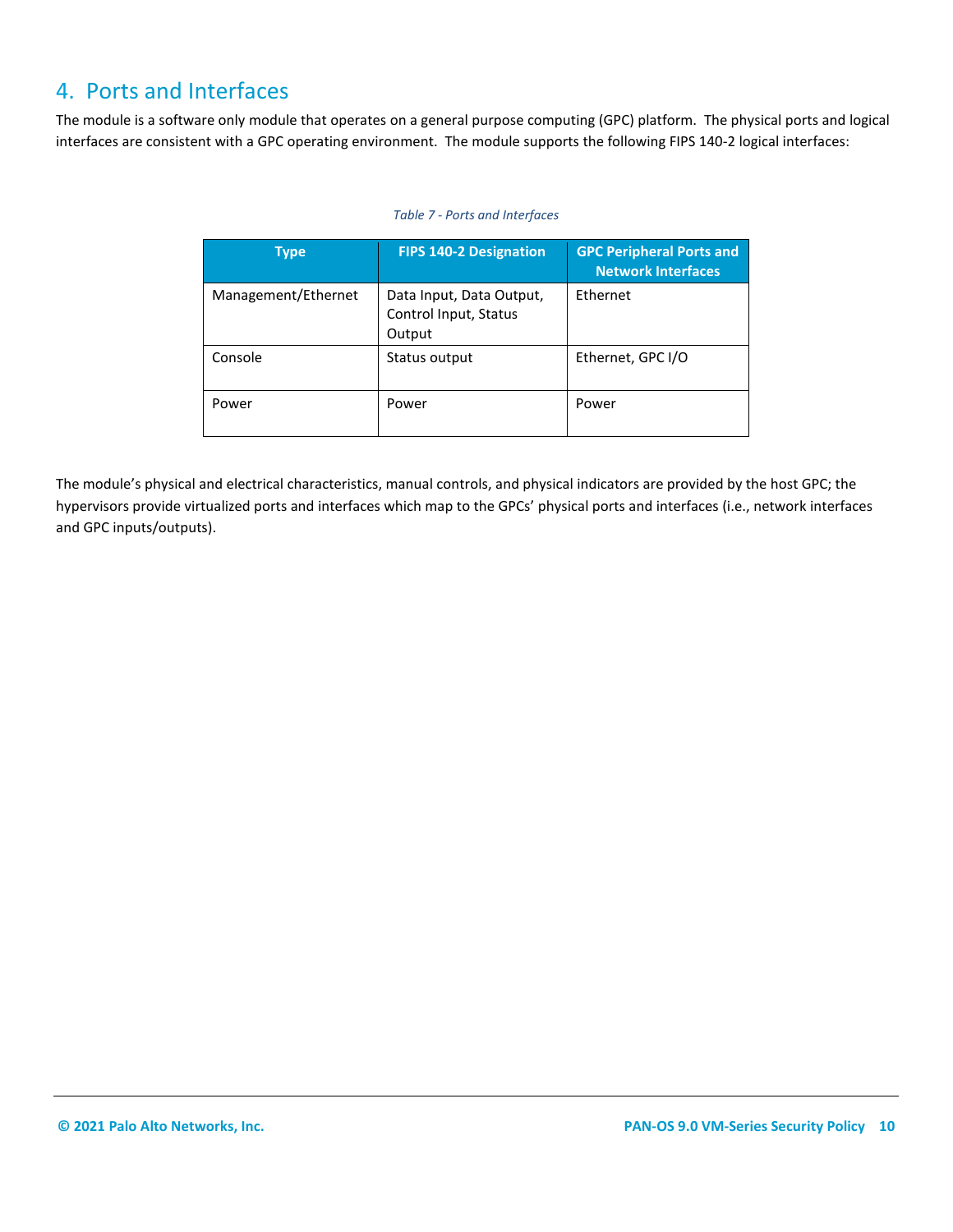# 4. Ports and Interfaces

The module is a software only module that operates on a general purpose computing (GPC) platform. The physical ports and logical interfaces are consistent with a GPC operating environment. The module supports the following FIPS 140-2 logical interfaces:

*Table 7 - Ports and Interfaces*

| Type | FIPS 140-2 Designation | GPC Peripheral Ports and Network Interfaces |
| --- | --- | --- |
| Management/Ethernet | Data Input, Data Output, Control Input, Status Output | Ethernet |
| Console | Status output | Ethernet, GPC I/O |
| Power | Power | Power |

The module's physical and electrical characteristics, manual controls, and physical indicators are provided by the host GPC; the hypervisors provide virtualized ports and interfaces which map to the GPCs' physical ports and interfaces (i.e., network interfaces and GPC inputs/outputs).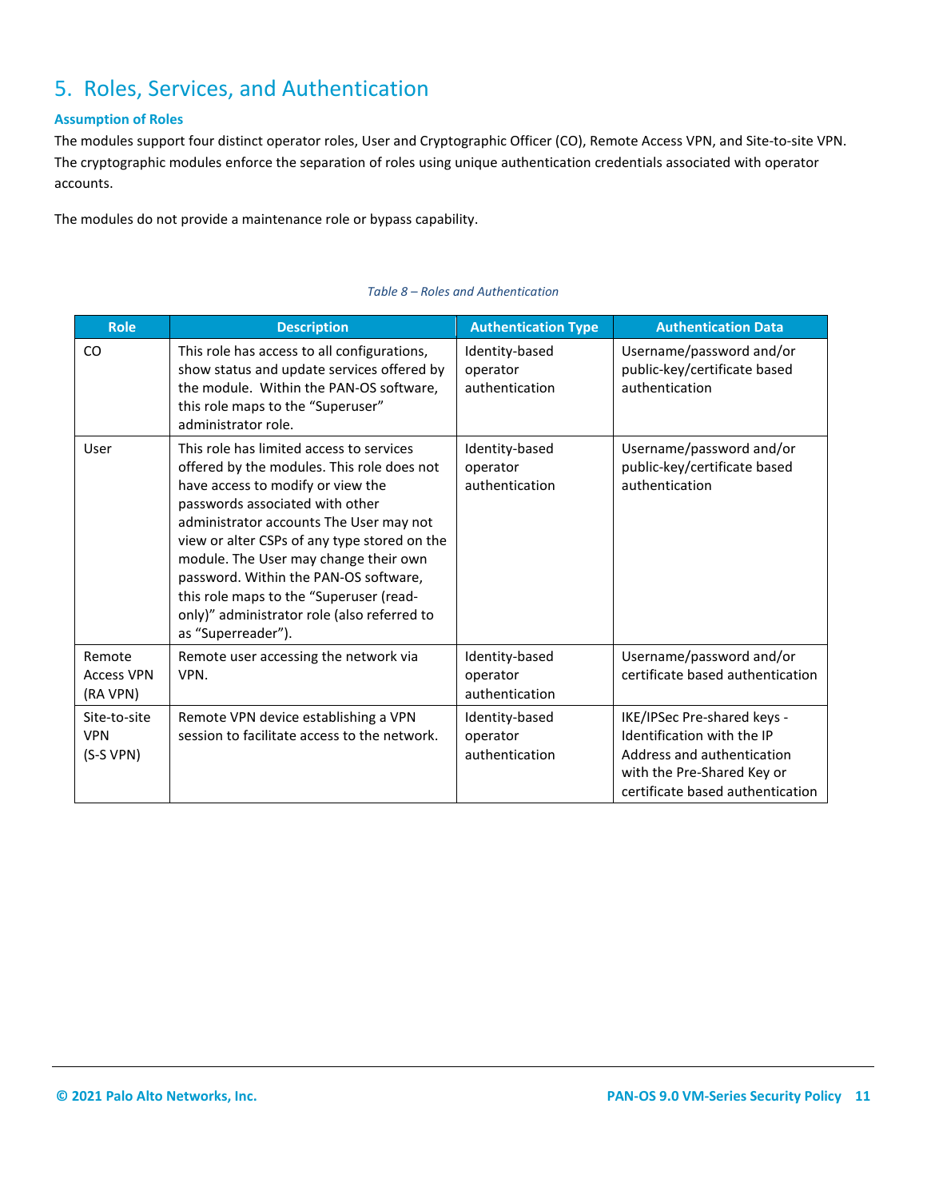# 5. Roles, Services, and Authentication

### Assumption of Roles

The modules support four distinct operator roles, User and Cryptographic Officer (CO), Remote Access VPN, and Site-to-site VPN. The cryptographic modules enforce the separation of roles using unique authentication credentials associated with operator accounts.

The modules do not provide a maintenance role or bypass capability.

*Table 8 – Roles and Authentication*

| Role | Description | Authentication Type | Authentication Data |
|---|---|---|---|
| CO | This role has access to all configurations, show status and update services offered by the module. Within the PAN-OS software, this role maps to the “Superuser” administrator role. | Identity-based operator authentication | Username/password and/or public-key/certificate based authentication |
| User | This role has limited access to services offered by the modules. This role does not have access to modify or view the passwords associated with other administrator accounts The User may not view or alter CSPs of any type stored on the module. The User may change their own password. Within the PAN-OS software, this role maps to the “Superuser (read-only)” administrator role (also referred to as “Superreader”). | Identity-based operator authentication | Username/password and/or public-key/certificate based authentication |
| Remote Access VPN (RA VPN) | Remote user accessing the network via VPN. | Identity-based operator authentication | Username/password and/or certificate based authentication |
| Site-to-site VPN (S-S VPN) | Remote VPN device establishing a VPN session to facilitate access to the network. | Identity-based operator authentication | IKE/IPSec Pre-shared keys - Identification with the IP Address and authentication with the Pre-Shared Key or certificate based authentication |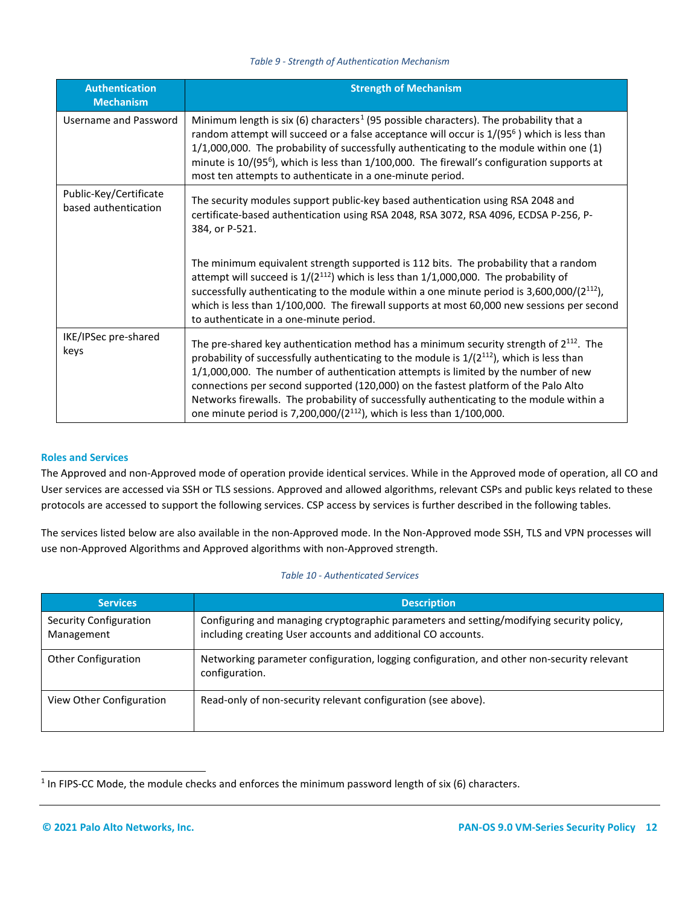*Table 9 - Strength of Authentication Mechanism*

| Authentication Mechanism | Strength of Mechanism |
|---|---|
| Username and Password | Minimum length is six (6) characters[1] (95 possible characters). The probability that a random attempt will succeed or a false acceptance will occur is $1/(95^6)$ which is less than 1/1,000,000. The probability of successfully authenticating to the module within one (1) minute is $10/(95^6)$, which is less than 1/100,000. The firewall's configuration supports at most ten attempts to authenticate in a one-minute period. |
| Public-Key/Certificate based authentication | The security modules support public-key based authentication using RSA 2048 and certificate-based authentication using RSA 2048, RSA 3072, RSA 4096, ECDSA P-256, P-384, or P-521.<br><br>The minimum equivalent strength supported is 112 bits. The probability that a random attempt will succeed is $1/(2^{112})$ which is less than 1/1,000,000. The probability of successfully authenticating to the module within a one minute period is $3{,}600{,}000/(2^{112})$, which is less than 1/100,000. The firewall supports at most 60,000 new sessions per second to authenticate in a one-minute period. |
| IKE/IPSec pre-shared keys | The pre-shared key authentication method has a minimum security strength of $2^{112}$. The probability of successfully authenticating to the module is $1/(2^{112})$, which is less than 1/1,000,000. The number of authentication attempts is limited by the number of new connections per second supported (120,000) on the fastest platform of the Palo Alto Networks firewalls. The probability of successfully authenticating to the module within a one minute period is $7{,}200{,}000/(2^{112})$, which is less than 1/100,000. |

### Roles and Services

The Approved and non-Approved mode of operation provide identical services. While in the Approved mode of operation, all CO and User services are accessed via SSH or TLS sessions. Approved and allowed algorithms, relevant CSPs and public keys related to these protocols are accessed to support the following services. CSP access by services is further described in the following tables.

The services listed below are also available in the non-Approved mode. In the Non-Approved mode SSH, TLS and VPN processes will use non-Approved Algorithms and Approved algorithms with non-Approved strength.

*Table 10 - Authenticated Services*

| Services | Description |
|---|---|
| Security Configuration Management | Configuring and managing cryptographic parameters and setting/modifying security policy, including creating User accounts and additional CO accounts. |
| Other Configuration | Networking parameter configuration, logging configuration, and other non-security relevant configuration. |
| View Other Configuration | Read-only of non-security relevant configuration (see above). |

[1] In FIPS-CC Mode, the module checks and enforces the minimum password length of six (6) characters.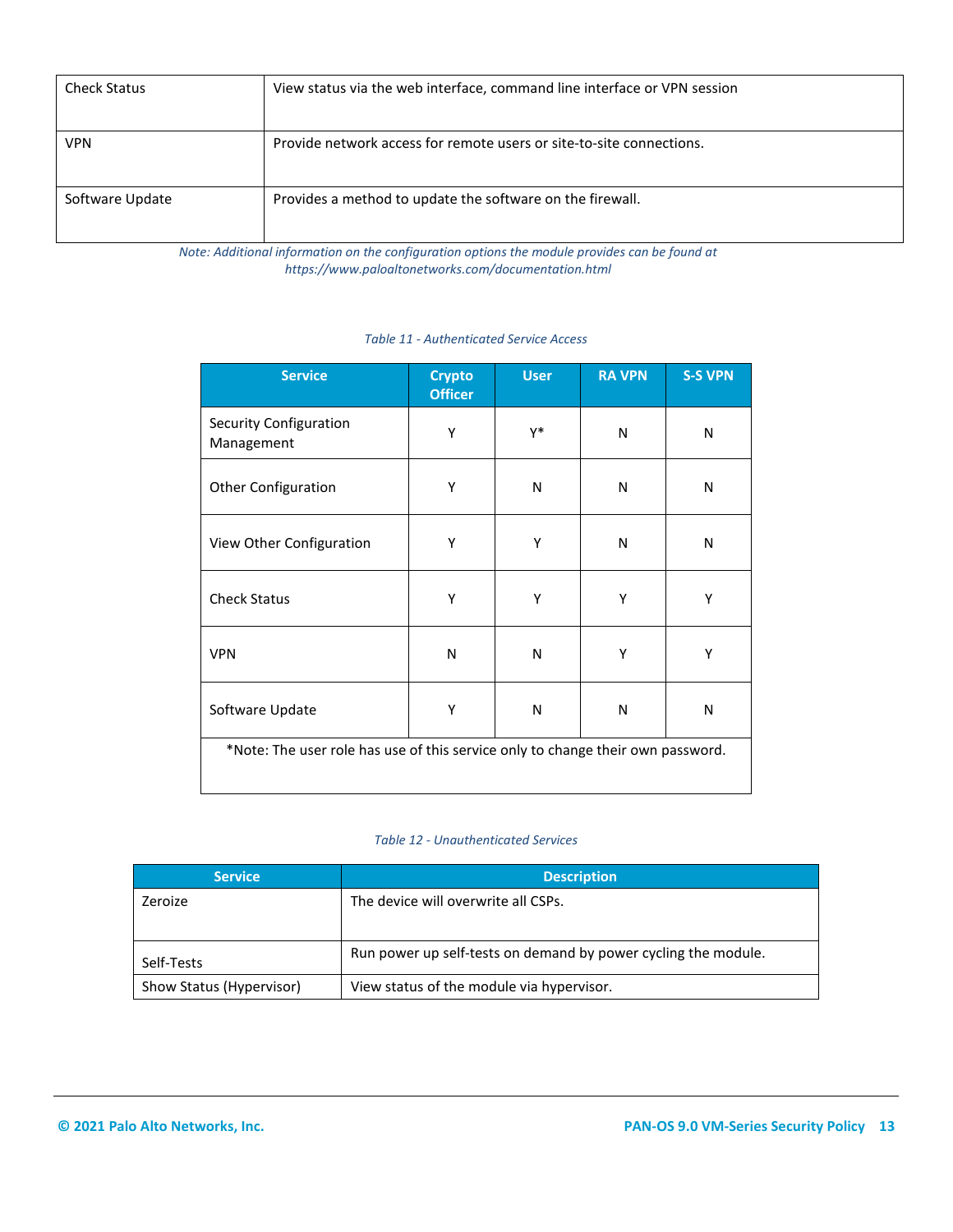| | |
|---|---|
| Check Status | View status via the web interface, command line interface or VPN session |
| VPN | Provide network access for remote users or site-to-site connections. |
| Software Update | Provides a method to update the software on the firewall. |

*Note: Additional information on the configuration options the module provides can be found at https://www.paloaltonetworks.com/documentation.html*

*Table 11 - Authenticated Service Access*

| Service | Crypto Officer | User | RA VPN | S-S VPN |
|---|---|---|---|---|
| Security Configuration Management | Y | Y* | N | N |
| Other Configuration | Y | N | N | N |
| View Other Configuration | Y | Y | N | N |
| Check Status | Y | Y | Y | Y |
| VPN | N | N | Y | Y |
| Software Update | Y | N | N | N |
| *Note: The user role has use of this service only to change their own password. | | | | |

*Table 12 - Unauthenticated Services*

| Service | Description |
|---|---|
| Zeroize | The device will overwrite all CSPs. |
| Self-Tests | Run power up self-tests on demand by power cycling the module. |
| Show Status (Hypervisor) | View status of the module via hypervisor. |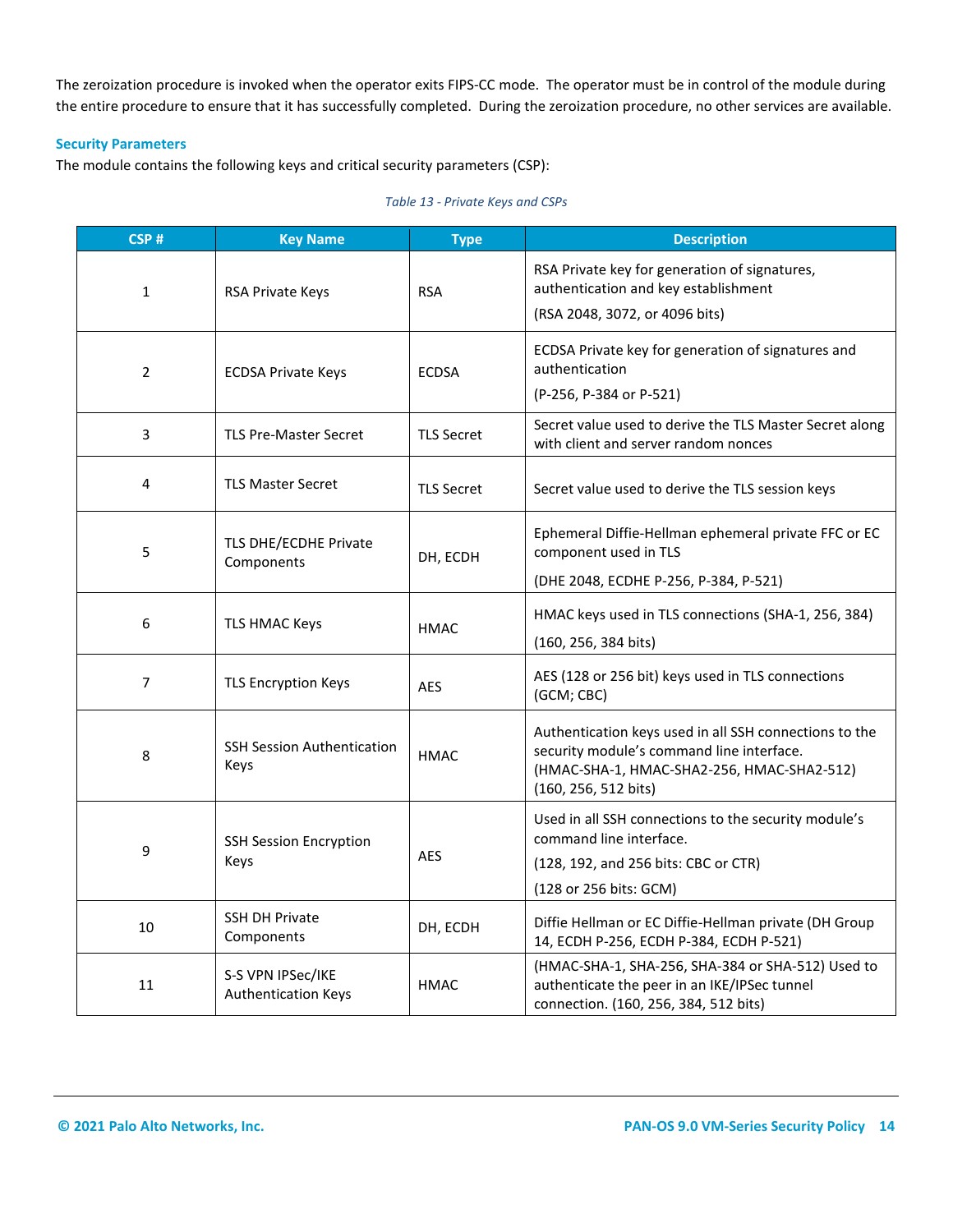The zeroization procedure is invoked when the operator exits FIPS-CC mode. The operator must be in control of the module during the entire procedure to ensure that it has successfully completed. During the zeroization procedure, no other services are available.

### Security Parameters

The module contains the following keys and critical security parameters (CSP):

*Table 13 - Private Keys and CSPs*

| CSP # | Key Name | Type | Description |
|---|---|---|---|
| 1 | RSA Private Keys | RSA | RSA Private key for generation of signatures, authentication and key establishment<br>(RSA 2048, 3072, or 4096 bits) |
| 2 | ECDSA Private Keys | ECDSA | ECDSA Private key for generation of signatures and authentication<br>(P-256, P-384 or P-521) |
| 3 | TLS Pre-Master Secret | TLS Secret | Secret value used to derive the TLS Master Secret along with client and server random nonces |
| 4 | TLS Master Secret | TLS Secret | Secret value used to derive the TLS session keys |
| 5 | TLS DHE/ECDHE Private Components | DH, ECDH | Ephemeral Diffie-Hellman ephemeral private FFC or EC component used in TLS<br>(DHE 2048, ECDHE P-256, P-384, P-521) |
| 6 | TLS HMAC Keys | HMAC | HMAC keys used in TLS connections (SHA-1, 256, 384)<br>(160, 256, 384 bits) |
| 7 | TLS Encryption Keys | AES | AES (128 or 256 bit) keys used in TLS connections (GCM; CBC) |
| 8 | SSH Session Authentication Keys | HMAC | Authentication keys used in all SSH connections to the security module's command line interface. (HMAC-SHA-1, HMAC-SHA2-256, HMAC-SHA2-512) (160, 256, 512 bits) |
| 9 | SSH Session Encryption Keys | AES | Used in all SSH connections to the security module's command line interface.<br>(128, 192, and 256 bits: CBC or CTR)<br>(128 or 256 bits: GCM) |
| 10 | SSH DH Private Components | DH, ECDH | Diffie Hellman or EC Diffie-Hellman private (DH Group 14, ECDH P-256, ECDH P-384, ECDH P-521) |
| 11 | S-S VPN IPSec/IKE Authentication Keys | HMAC | (HMAC-SHA-1, SHA-256, SHA-384 or SHA-512) Used to authenticate the peer in an IKE/IPSec tunnel connection. (160, 256, 384, 512 bits) |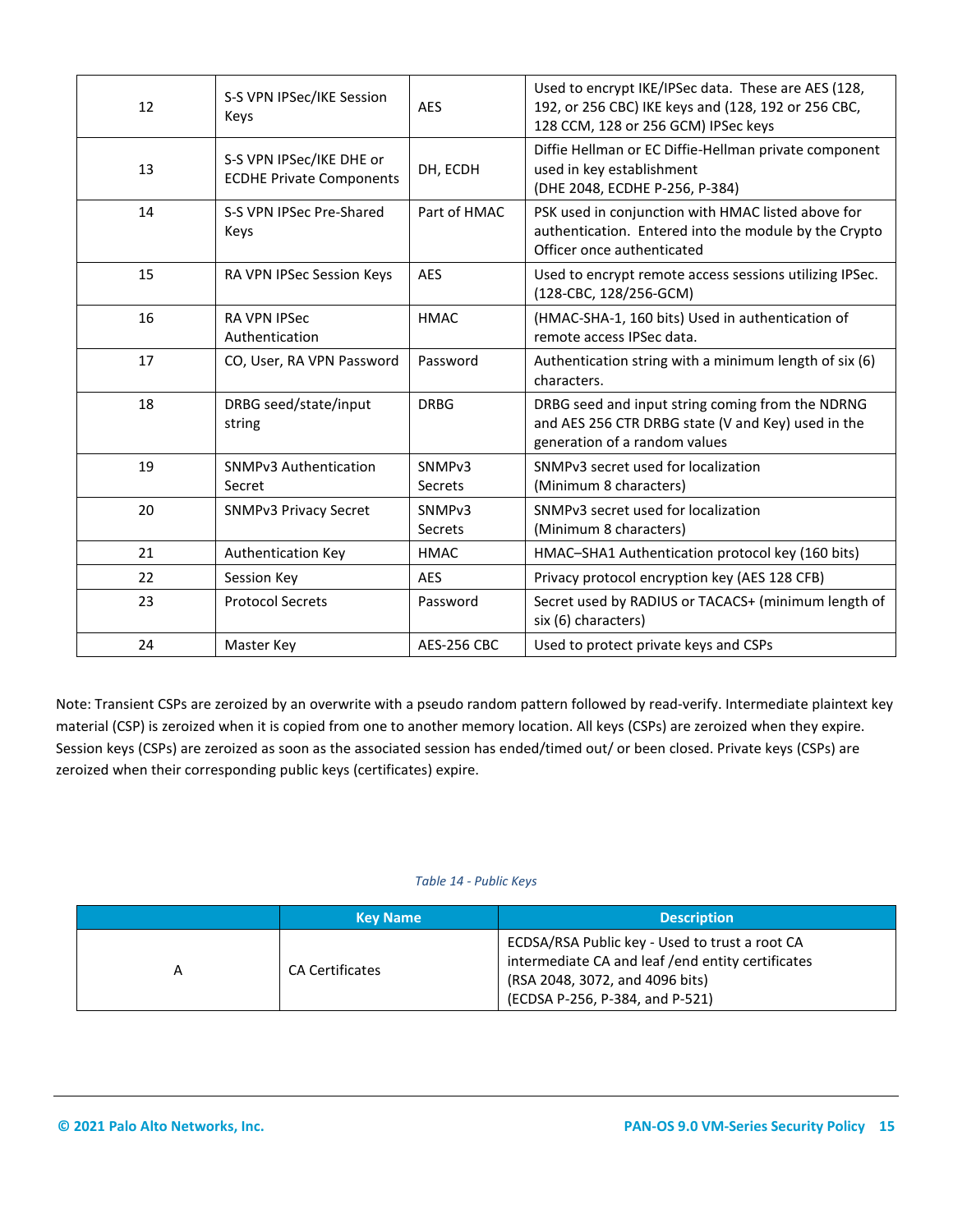| | | | |
|---|---|---|---|
| 12 | S-S VPN IPSec/IKE Session Keys | AES | Used to encrypt IKE/IPSec data. These are AES (128, 192, or 256 CBC) IKE keys and (128, 192 or 256 CBC, 128 CCM, 128 or 256 GCM) IPSec keys |
| 13 | S-S VPN IPSec/IKE DHE or ECDHE Private Components | DH, ECDH | Diffie Hellman or EC Diffie-Hellman private component used in key establishment (DHE 2048, ECDHE P-256, P-384) |
| 14 | S-S VPN IPSec Pre-Shared Keys | Part of HMAC | PSK used in conjunction with HMAC listed above for authentication. Entered into the module by the Crypto Officer once authenticated |
| 15 | RA VPN IPSec Session Keys | AES | Used to encrypt remote access sessions utilizing IPSec. (128-CBC, 128/256-GCM) |
| 16 | RA VPN IPSec Authentication | HMAC | (HMAC-SHA-1, 160 bits) Used in authentication of remote access IPSec data. |
| 17 | CO, User, RA VPN Password | Password | Authentication string with a minimum length of six (6) characters. |
| 18 | DRBG seed/state/input string | DRBG | DRBG seed and input string coming from the NDRNG and AES 256 CTR DRBG state (V and Key) used in the generation of a random values |
| 19 | SNMPv3 Authentication Secret | SNMPv3 Secrets | SNMPv3 secret used for localization (Minimum 8 characters) |
| 20 | SNMPv3 Privacy Secret | SNMPv3 Secrets | SNMPv3 secret used for localization (Minimum 8 characters) |
| 21 | Authentication Key | HMAC | HMAC–SHA1 Authentication protocol key (160 bits) |
| 22 | Session Key | AES | Privacy protocol encryption key (AES 128 CFB) |
| 23 | Protocol Secrets | Password | Secret used by RADIUS or TACACS+ (minimum length of six (6) characters) |
| 24 | Master Key | AES-256 CBC | Used to protect private keys and CSPs |

Note: Transient CSPs are zeroized by an overwrite with a pseudo random pattern followed by read-verify. Intermediate plaintext key material (CSP) is zeroized when it is copied from one to another memory location. All keys (CSPs) are zeroized when they expire. Session keys (CSPs) are zeroized as soon as the associated session has ended/timed out/ or been closed. Private keys (CSPs) are zeroized when their corresponding public keys (certificates) expire.

*Table 14 - Public Keys*

| | Key Name | Description |
|---|---|---|
| A | CA Certificates | ECDSA/RSA Public key - Used to trust a root CA intermediate CA and leaf /end entity certificates (RSA 2048, 3072, and 4096 bits) (ECDSA P-256, P-384, and P-521) |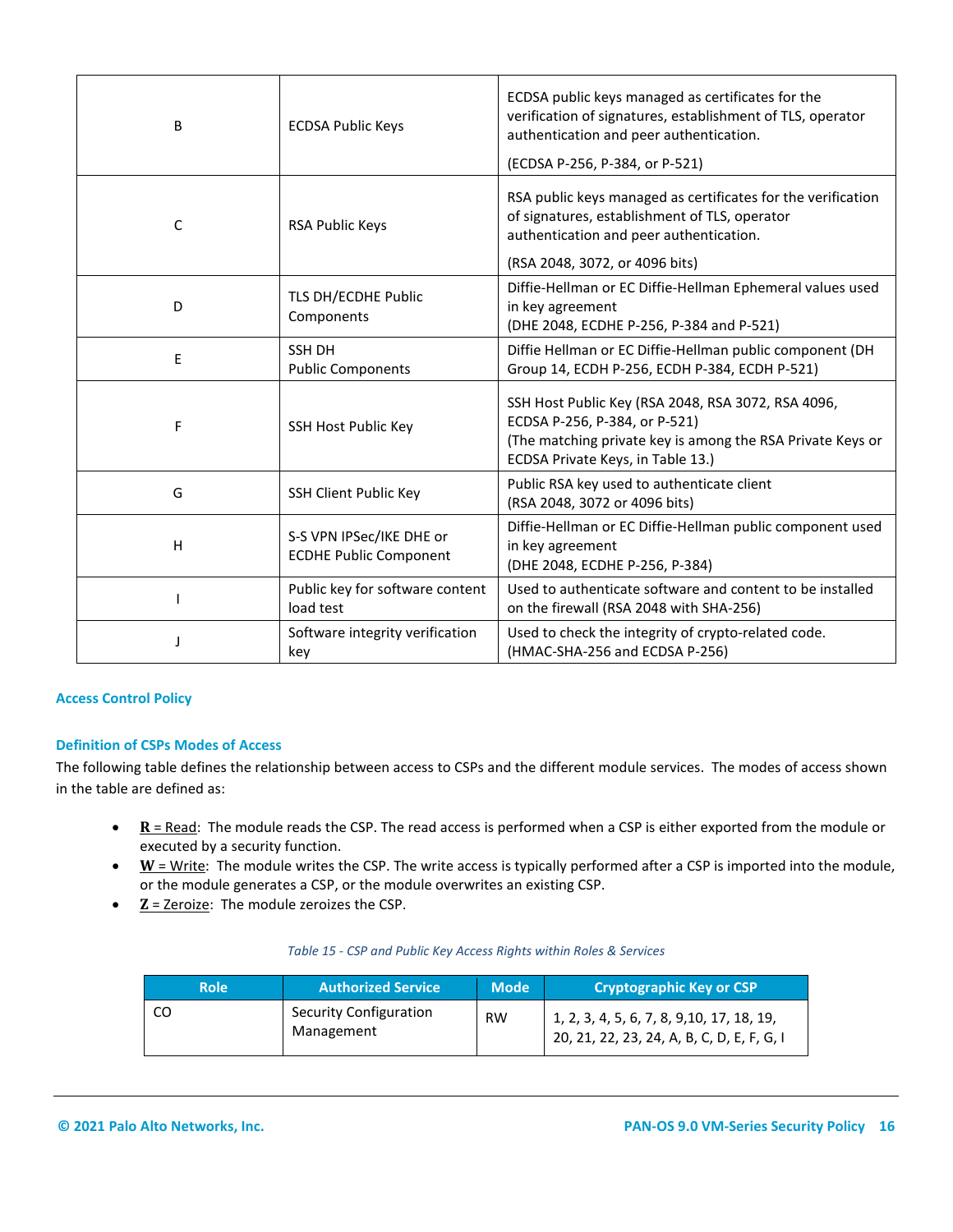| | | |
|---|---|---|
| B | ECDSA Public Keys | ECDSA public keys managed as certificates for the verification of signatures, establishment of TLS, operator authentication and peer authentication.<br><br>(ECDSA P-256, P-384, or P-521) |
| C | RSA Public Keys | RSA public keys managed as certificates for the verification of signatures, establishment of TLS, operator authentication and peer authentication.<br><br>(RSA 2048, 3072, or 4096 bits) |
| D | TLS DH/ECDHE Public Components | Diffie-Hellman or EC Diffie-Hellman Ephemeral values used in key agreement<br>(DHE 2048, ECDHE P-256, P-384 and P-521) |
| E | SSH DH<br>Public Components | Diffie Hellman or EC Diffie-Hellman public component (DH Group 14, ECDH P-256, ECDH P-384, ECDH P-521) |
| F | SSH Host Public Key | SSH Host Public Key (RSA 2048, RSA 3072, RSA 4096, ECDSA P-256, P-384, or P-521)<br>(The matching private key is among the RSA Private Keys or ECDSA Private Keys, in Table 13.) |
| G | SSH Client Public Key | Public RSA key used to authenticate client<br>(RSA 2048, 3072 or 4096 bits) |
| H | S-S VPN IPSec/IKE DHE or ECDHE Public Component | Diffie-Hellman or EC Diffie-Hellman public component used in key agreement<br>(DHE 2048, ECDHE P-256, P-384) |
| I | Public key for software content load test | Used to authenticate software and content to be installed on the firewall (RSA 2048 with SHA-256) |
| J | Software integrity verification key | Used to check the integrity of crypto-related code.<br>(HMAC-SHA-256 and ECDSA P-256) |

## Access Control Policy

### Definition of CSPs Modes of Access

The following table defines the relationship between access to CSPs and the different module services. The modes of access shown in the table are defined as:

- **R** = Read: The module reads the CSP. The read access is performed when a CSP is either exported from the module or executed by a security function.
- **W** = Write: The module writes the CSP. The write access is typically performed after a CSP is imported into the module, or the module generates a CSP, or the module overwrites an existing CSP.
- **Z** = Zeroize: The module zeroizes the CSP.

*Table 15 - CSP and Public Key Access Rights within Roles & Services*

| Role | Authorized Service | Mode | Cryptographic Key or CSP |
|---|---|---|---|
| CO | Security Configuration Management | RW | 1, 2, 3, 4, 5, 6, 7, 8, 9,10, 17, 18, 19, 20, 21, 22, 23, 24, A, B, C, D, E, F, G, I |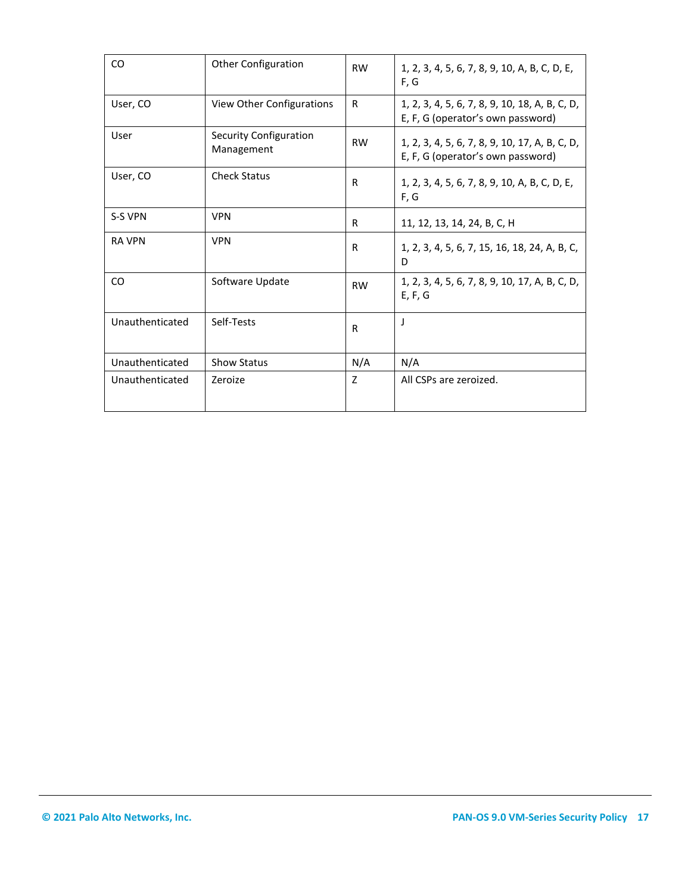| CO | Other Configuration | RW | 1, 2, 3, 4, 5, 6, 7, 8, 9, 10, A, B, C, D, E, F, G |
|---|---|---|---|
| User, CO | View Other Configurations | R | 1, 2, 3, 4, 5, 6, 7, 8, 9, 10, 18, A, B, C, D, E, F, G (operator's own password) |
| User | Security Configuration Management | RW | 1, 2, 3, 4, 5, 6, 7, 8, 9, 10, 17, A, B, C, D, E, F, G (operator's own password) |
| User, CO | Check Status | R | 1, 2, 3, 4, 5, 6, 7, 8, 9, 10, A, B, C, D, E, F, G |
| S-S VPN | VPN | R | 11, 12, 13, 14, 24, B, C, H |
| RA VPN | VPN | R | 1, 2, 3, 4, 5, 6, 7, 15, 16, 18, 24, A, B, C, D |
| CO | Software Update | RW | 1, 2, 3, 4, 5, 6, 7, 8, 9, 10, 17, A, B, C, D, E, F, G |
| Unauthenticated | Self-Tests | R | J |
| Unauthenticated | Show Status | N/A | N/A |
| Unauthenticated | Zeroize | Z | All CSPs are zeroized. |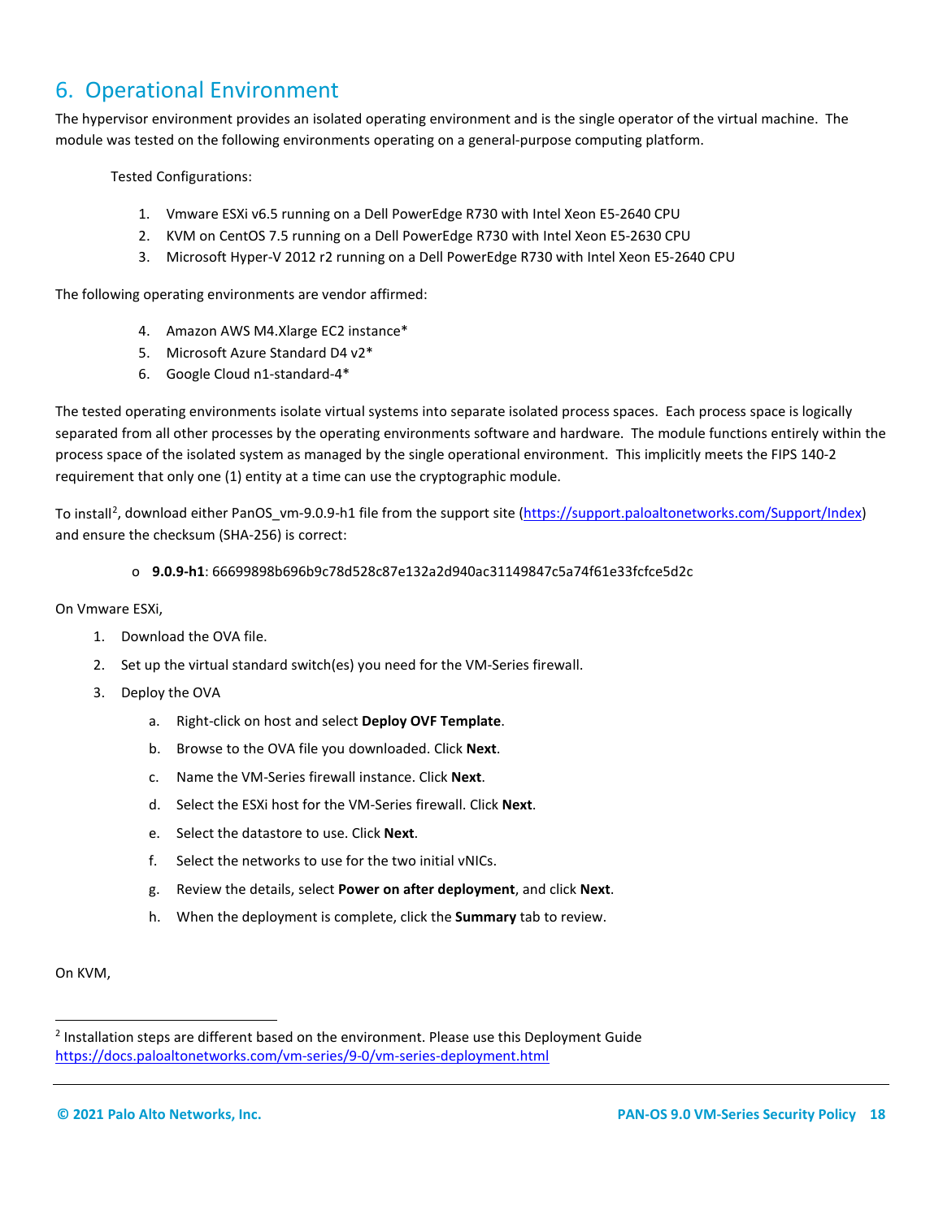# 6. Operational Environment

The hypervisor environment provides an isolated operating environment and is the single operator of the virtual machine. The module was tested on the following environments operating on a general-purpose computing platform.

Tested Configurations:

1. Vmware ESXi v6.5 running on a Dell PowerEdge R730 with Intel Xeon E5-2640 CPU
2. KVM on CentOS 7.5 running on a Dell PowerEdge R730 with Intel Xeon E5-2630 CPU
3. Microsoft Hyper-V 2012 r2 running on a Dell PowerEdge R730 with Intel Xeon E5-2640 CPU

The following operating environments are vendor affirmed:

4. Amazon AWS M4.Xlarge EC2 instance*
5. Microsoft Azure Standard D4 v2*
6. Google Cloud n1-standard-4*

The tested operating environments isolate virtual systems into separate isolated process spaces. Each process space is logically separated from all other processes by the operating environments software and hardware. The module functions entirely within the process space of the isolated system as managed by the single operational environment. This implicitly meets the FIPS 140-2 requirement that only one (1) entity at a time can use the cryptographic module.

To install[2], download either PanOS_vm-9.0.9-h1 file from the support site (https://support.paloaltonetworks.com/Support/Index) and ensure the checksum (SHA-256) is correct:

- **9.0.9-h1**: 66699898b696b9c78d528c87e132a2d940ac31149847c5a74f61e33fcfce5d2c

On Vmware ESXi,

1. Download the OVA file.
2. Set up the virtual standard switch(es) you need for the VM-Series firewall.
3. Deploy the OVA
   a. Right-click on host and select **Deploy OVF Template**.
   b. Browse to the OVA file you downloaded. Click **Next**.
   c. Name the VM-Series firewall instance. Click **Next**.
   d. Select the ESXi host for the VM-Series firewall. Click **Next**.
   e. Select the datastore to use. Click **Next**.
   f. Select the networks to use for the two initial vNICs.
   g. Review the details, select **Power on after deployment**, and click **Next**.
   h. When the deployment is complete, click the **Summary** tab to review.

On KVM,

[2] Installation steps are different based on the environment. Please use this Deployment Guide https://docs.paloaltonetworks.com/vm-series/9-0/vm-series-deployment.html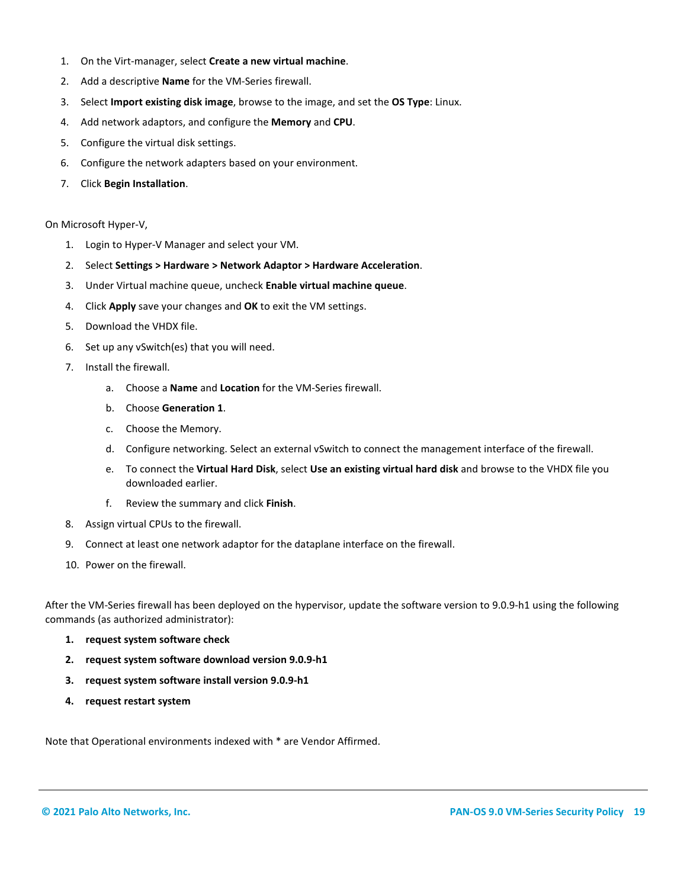1. On the Virt-manager, select **Create a new virtual machine**.
2. Add a descriptive **Name** for the VM-Series firewall.
3. Select **Import existing disk image**, browse to the image, and set the **OS Type**: Linux.
4. Add network adaptors, and configure the **Memory** and **CPU**.
5. Configure the virtual disk settings.
6. Configure the network adapters based on your environment.
7. Click **Begin Installation**.

On Microsoft Hyper-V,

1. Login to Hyper-V Manager and select your VM.
2. Select **Settings > Hardware > Network Adaptor > Hardware Acceleration**.
3. Under Virtual machine queue, uncheck **Enable virtual machine queue**.
4. Click **Apply** save your changes and **OK** to exit the VM settings.
5. Download the VHDX file.
6. Set up any vSwitch(es) that you will need.
7. Install the firewall.
   a. Choose a **Name** and **Location** for the VM-Series firewall.
   b. Choose **Generation 1**.
   c. Choose the Memory.
   d. Configure networking. Select an external vSwitch to connect the management interface of the firewall.
   e. To connect the **Virtual Hard Disk**, select **Use an existing virtual hard disk** and browse to the VHDX file you downloaded earlier.
   f. Review the summary and click **Finish**.
8. Assign virtual CPUs to the firewall.
9. Connect at least one network adaptor for the dataplane interface on the firewall.
10. Power on the firewall.

After the VM-Series firewall has been deployed on the hypervisor, update the software version to 9.0.9-h1 using the following commands (as authorized administrator):

1. **request system software check**
2. **request system software download version 9.0.9-h1**
3. **request system software install version 9.0.9-h1**
4. **request restart system**

Note that Operational environments indexed with * are Vendor Affirmed.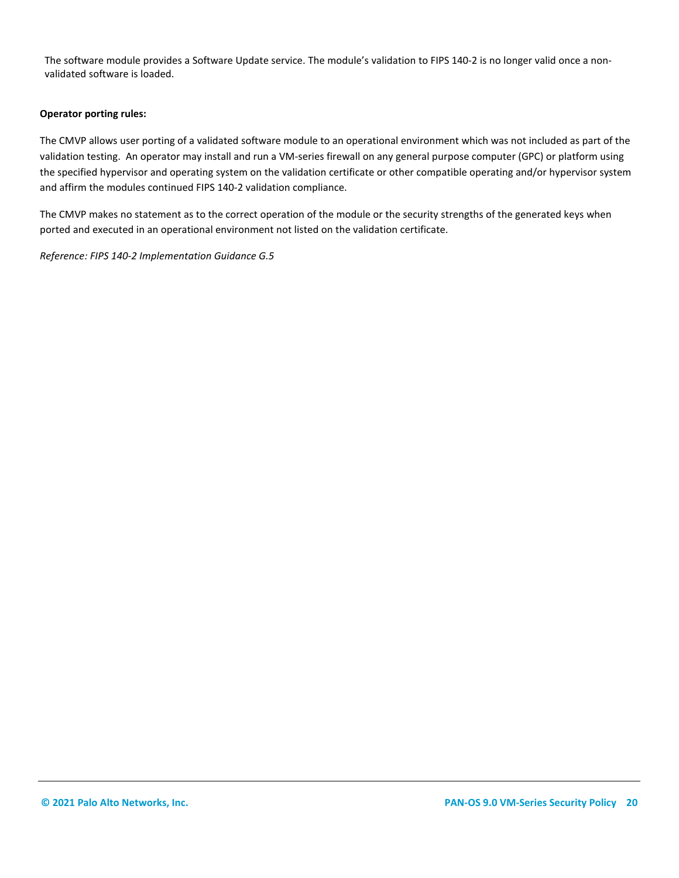The software module provides a Software Update service. The module's validation to FIPS 140-2 is no longer valid once a non-validated software is loaded.

**Operator porting rules:**

The CMVP allows user porting of a validated software module to an operational environment which was not included as part of the validation testing. An operator may install and run a VM-series firewall on any general purpose computer (GPC) or platform using the specified hypervisor and operating system on the validation certificate or other compatible operating and/or hypervisor system and affirm the modules continued FIPS 140-2 validation compliance.

The CMVP makes no statement as to the correct operation of the module or the security strengths of the generated keys when ported and executed in an operational environment not listed on the validation certificate.

*Reference: FIPS 140-2 Implementation Guidance G.5*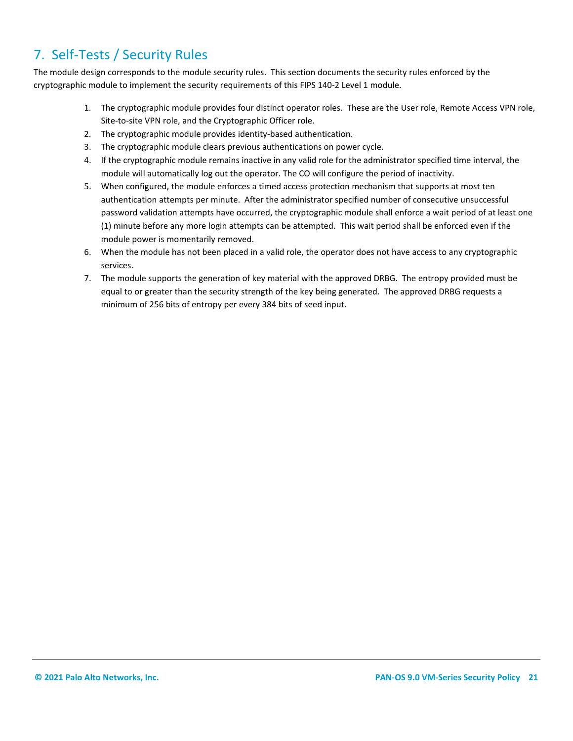# 7. Self-Tests / Security Rules

The module design corresponds to the module security rules. This section documents the security rules enforced by the cryptographic module to implement the security requirements of this FIPS 140-2 Level 1 module.

1. The cryptographic module provides four distinct operator roles. These are the User role, Remote Access VPN role, Site-to-site VPN role, and the Cryptographic Officer role.
2. The cryptographic module provides identity-based authentication.
3. The cryptographic module clears previous authentications on power cycle.
4. If the cryptographic module remains inactive in any valid role for the administrator specified time interval, the module will automatically log out the operator. The CO will configure the period of inactivity.
5. When configured, the module enforces a timed access protection mechanism that supports at most ten authentication attempts per minute. After the administrator specified number of consecutive unsuccessful password validation attempts have occurred, the cryptographic module shall enforce a wait period of at least one (1) minute before any more login attempts can be attempted. This wait period shall be enforced even if the module power is momentarily removed.
6. When the module has not been placed in a valid role, the operator does not have access to any cryptographic services.
7. The module supports the generation of key material with the approved DRBG. The entropy provided must be equal to or greater than the security strength of the key being generated. The approved DRBG requests a minimum of 256 bits of entropy per every 384 bits of seed input.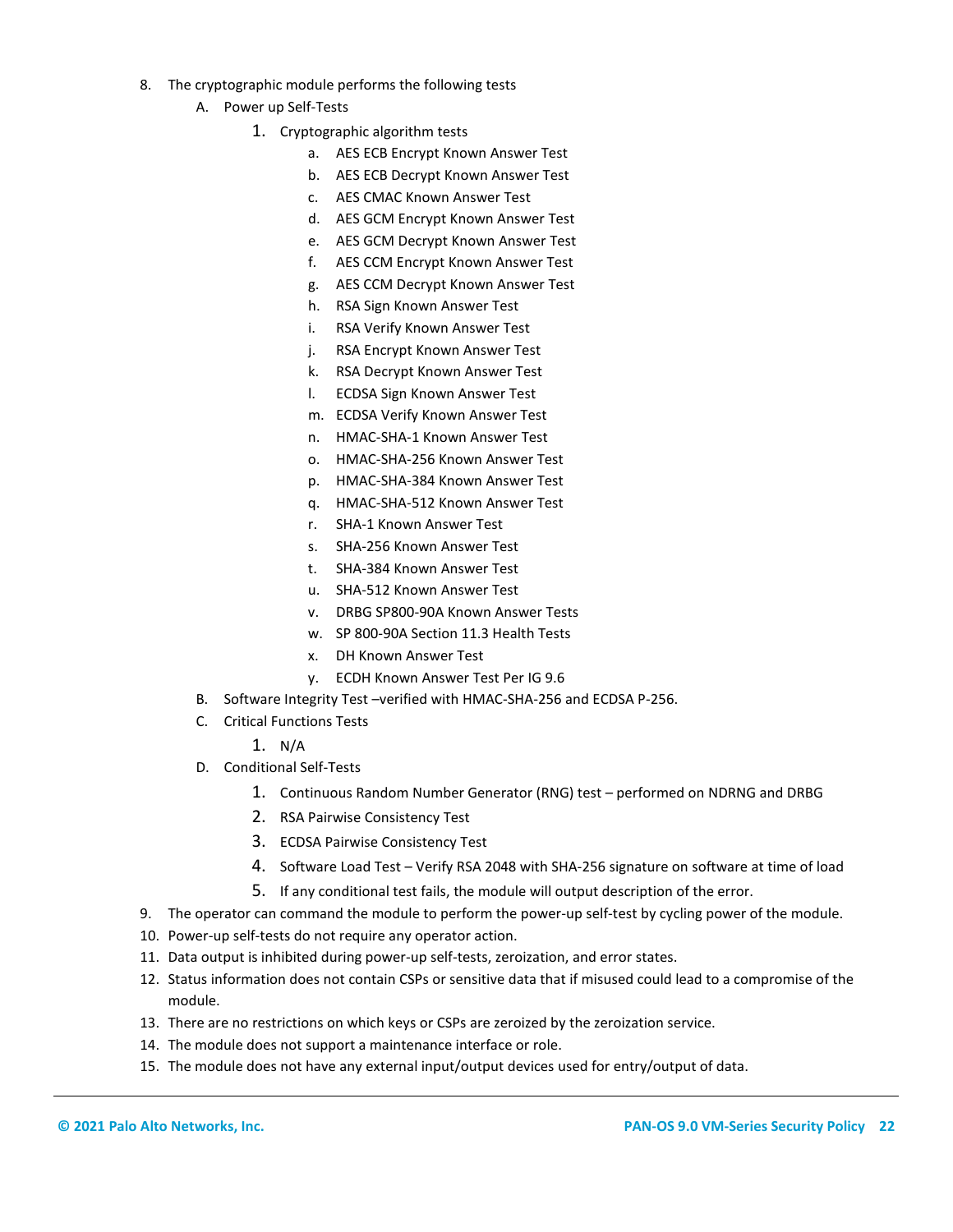8. The cryptographic module performs the following tests
   A. Power up Self-Tests
      1. Cryptographic algorithm tests
         a. AES ECB Encrypt Known Answer Test
         b. AES ECB Decrypt Known Answer Test
         c. AES CMAC Known Answer Test
         d. AES GCM Encrypt Known Answer Test
         e. AES GCM Decrypt Known Answer Test
         f. AES CCM Encrypt Known Answer Test
         g. AES CCM Decrypt Known Answer Test
         h. RSA Sign Known Answer Test
         i. RSA Verify Known Answer Test
         j. RSA Encrypt Known Answer Test
         k. RSA Decrypt Known Answer Test
         l. ECDSA Sign Known Answer Test
         m. ECDSA Verify Known Answer Test
         n. HMAC-SHA-1 Known Answer Test
         o. HMAC-SHA-256 Known Answer Test
         p. HMAC-SHA-384 Known Answer Test
         q. HMAC-SHA-512 Known Answer Test
         r. SHA-1 Known Answer Test
         s. SHA-256 Known Answer Test
         t. SHA-384 Known Answer Test
         u. SHA-512 Known Answer Test
         v. DRBG SP800-90A Known Answer Tests
         w. SP 800-90A Section 11.3 Health Tests
         x. DH Known Answer Test
         y. ECDH Known Answer Test Per IG 9.6
   B. Software Integrity Test –verified with HMAC-SHA-256 and ECDSA P-256.
   C. Critical Functions Tests
      1. N/A
   D. Conditional Self-Tests
      1. Continuous Random Number Generator (RNG) test – performed on NDRNG and DRBG
      2. RSA Pairwise Consistency Test
      3. ECDSA Pairwise Consistency Test
      4. Software Load Test – Verify RSA 2048 with SHA-256 signature on software at time of load
      5. If any conditional test fails, the module will output description of the error.
9. The operator can command the module to perform the power-up self-test by cycling power of the module.
10. Power-up self-tests do not require any operator action.
11. Data output is inhibited during power-up self-tests, zeroization, and error states.
12. Status information does not contain CSPs or sensitive data that if misused could lead to a compromise of the module.
13. There are no restrictions on which keys or CSPs are zeroized by the zeroization service.
14. The module does not support a maintenance interface or role.
15. The module does not have any external input/output devices used for entry/output of data.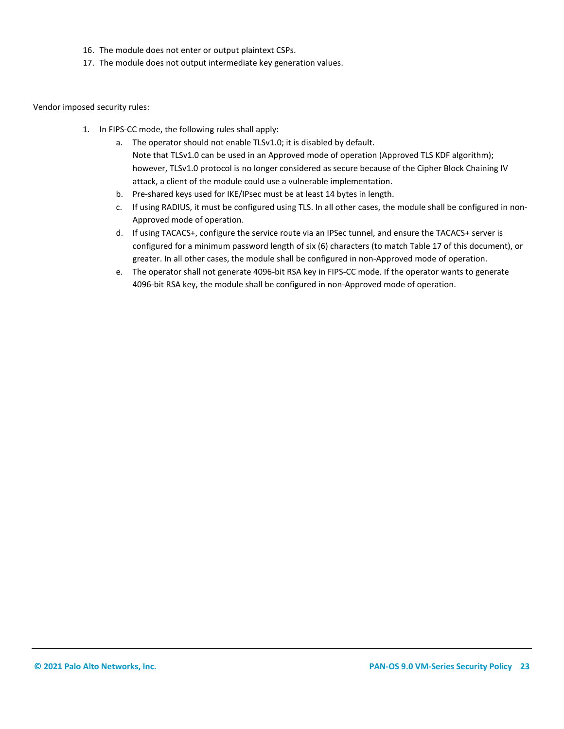16. The module does not enter or output plaintext CSPs.
17. The module does not output intermediate key generation values.

Vendor imposed security rules:

1. In FIPS-CC mode, the following rules shall apply:
   a. The operator should not enable TLSv1.0; it is disabled by default.
      Note that TLSv1.0 can be used in an Approved mode of operation (Approved TLS KDF algorithm); however, TLSv1.0 protocol is no longer considered as secure because of the Cipher Block Chaining IV attack, a client of the module could use a vulnerable implementation.
   b. Pre-shared keys used for IKE/IPsec must be at least 14 bytes in length.
   c. If using RADIUS, it must be configured using TLS. In all other cases, the module shall be configured in non-Approved mode of operation.
   d. If using TACACS+, configure the service route via an IPSec tunnel, and ensure the TACACS+ server is configured for a minimum password length of six (6) characters (to match Table 17 of this document), or greater. In all other cases, the module shall be configured in non-Approved mode of operation.
   e. The operator shall not generate 4096-bit RSA key in FIPS-CC mode. If the operator wants to generate 4096-bit RSA key, the module shall be configured in non-Approved mode of operation.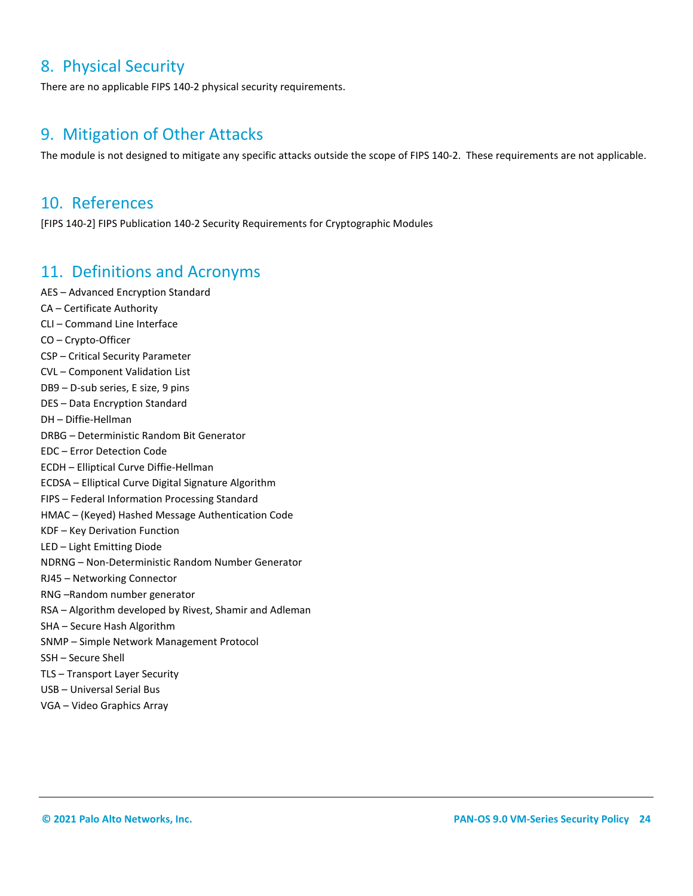## 8. Physical Security

There are no applicable FIPS 140-2 physical security requirements.

## 9. Mitigation of Other Attacks

The module is not designed to mitigate any specific attacks outside the scope of FIPS 140-2. These requirements are not applicable.

## 10. References

[FIPS 140-2] FIPS Publication 140-2 Security Requirements for Cryptographic Modules

## 11. Definitions and Acronyms

AES – Advanced Encryption Standard
CA – Certificate Authority
CLI – Command Line Interface
CO – Crypto-Officer
CSP – Critical Security Parameter
CVL – Component Validation List
DB9 – D-sub series, E size, 9 pins
DES – Data Encryption Standard
DH – Diffie-Hellman
DRBG – Deterministic Random Bit Generator
EDC – Error Detection Code
ECDH – Elliptical Curve Diffie-Hellman
ECDSA – Elliptical Curve Digital Signature Algorithm
FIPS – Federal Information Processing Standard
HMAC – (Keyed) Hashed Message Authentication Code
KDF – Key Derivation Function
LED – Light Emitting Diode
NDRNG – Non-Deterministic Random Number Generator
RJ45 – Networking Connector
RNG –Random number generator
RSA – Algorithm developed by Rivest, Shamir and Adleman
SHA – Secure Hash Algorithm
SNMP – Simple Network Management Protocol
SSH – Secure Shell
TLS – Transport Layer Security
USB – Universal Serial Bus
VGA – Video Graphics Array